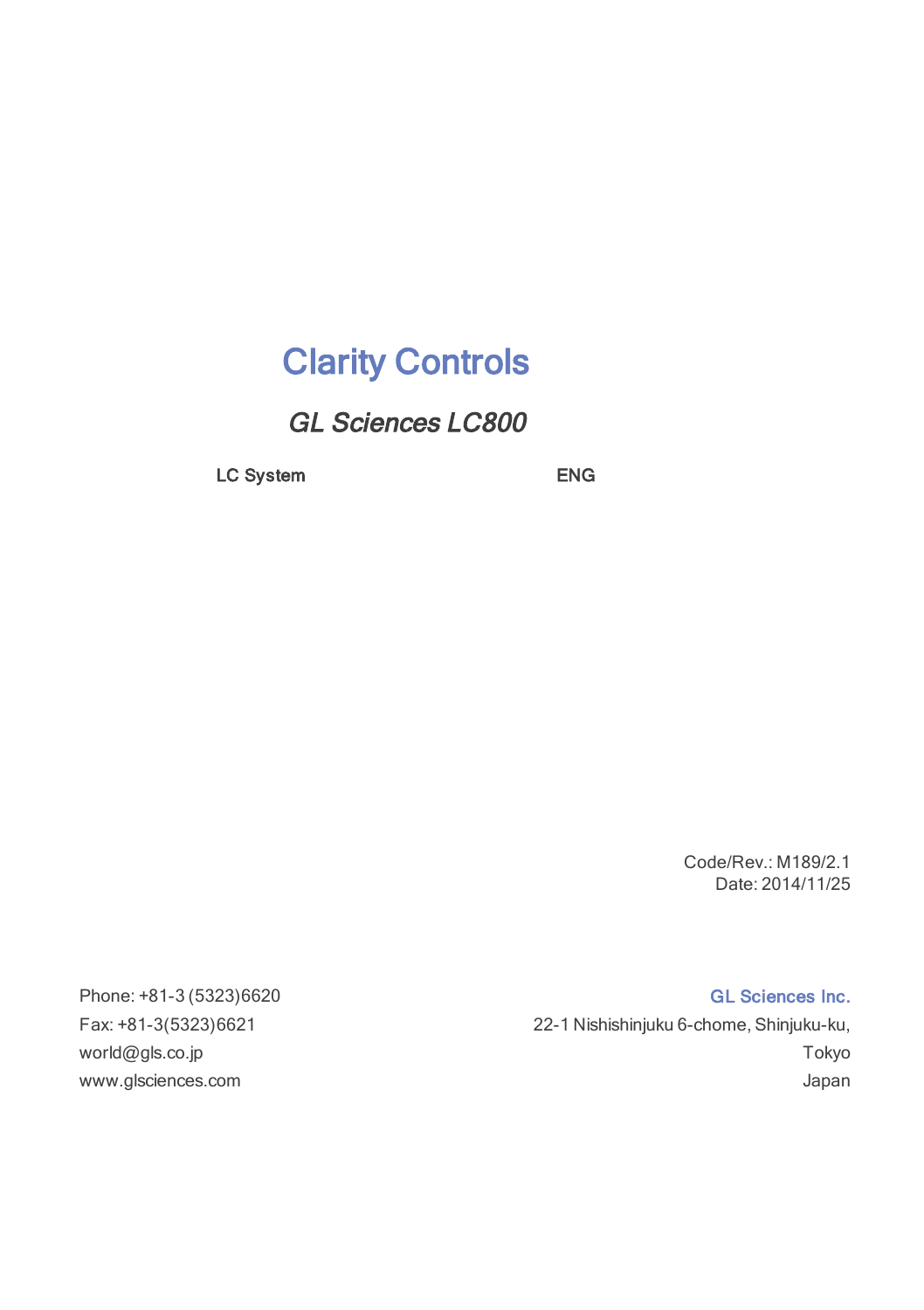# Clarity Controls

## *GL Sciences LC800*

**LC System** **ENG**

Code/Rev.: M189/2.1
Date: 2014/11/25

Phone: +81-3 (5323)6620
Fax: +81-3(5323)6621
world@gls.co.jp
www.glsciences.com

**GL Sciences Inc.**
22-1 Nishishinjuku 6-chome, Shinjuku-ku,
Tokyo
Japan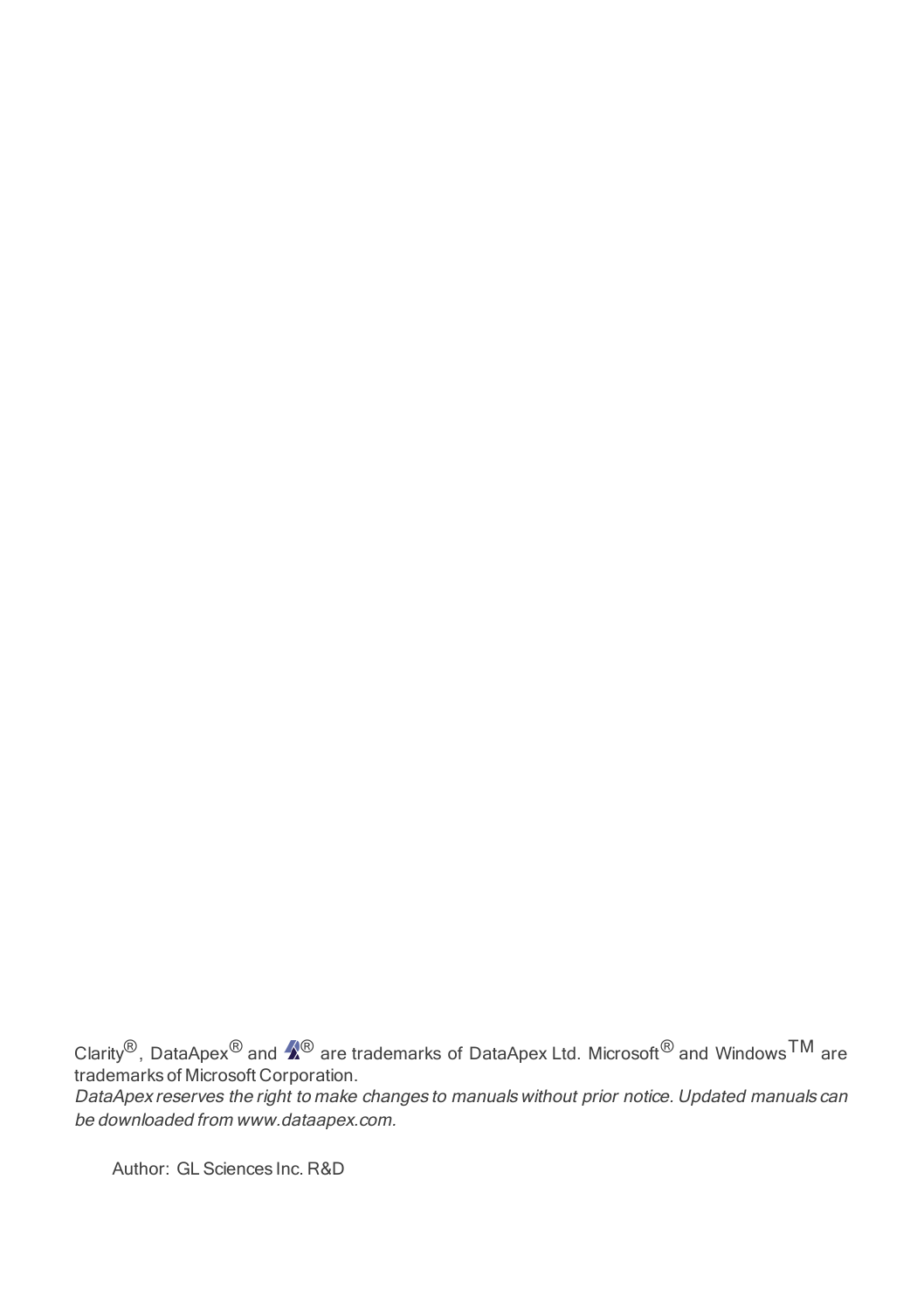Clarity®, DataApex® and ® are trademarks of DataApex Ltd. Microsoft® and Windows™ are trademarks of Microsoft Corporation.

*DataApex reserves the right to make changes to manuals without prior notice. Updated manuals can be downloaded from www.dataapex.com.*

Author: GL Sciences Inc. R&D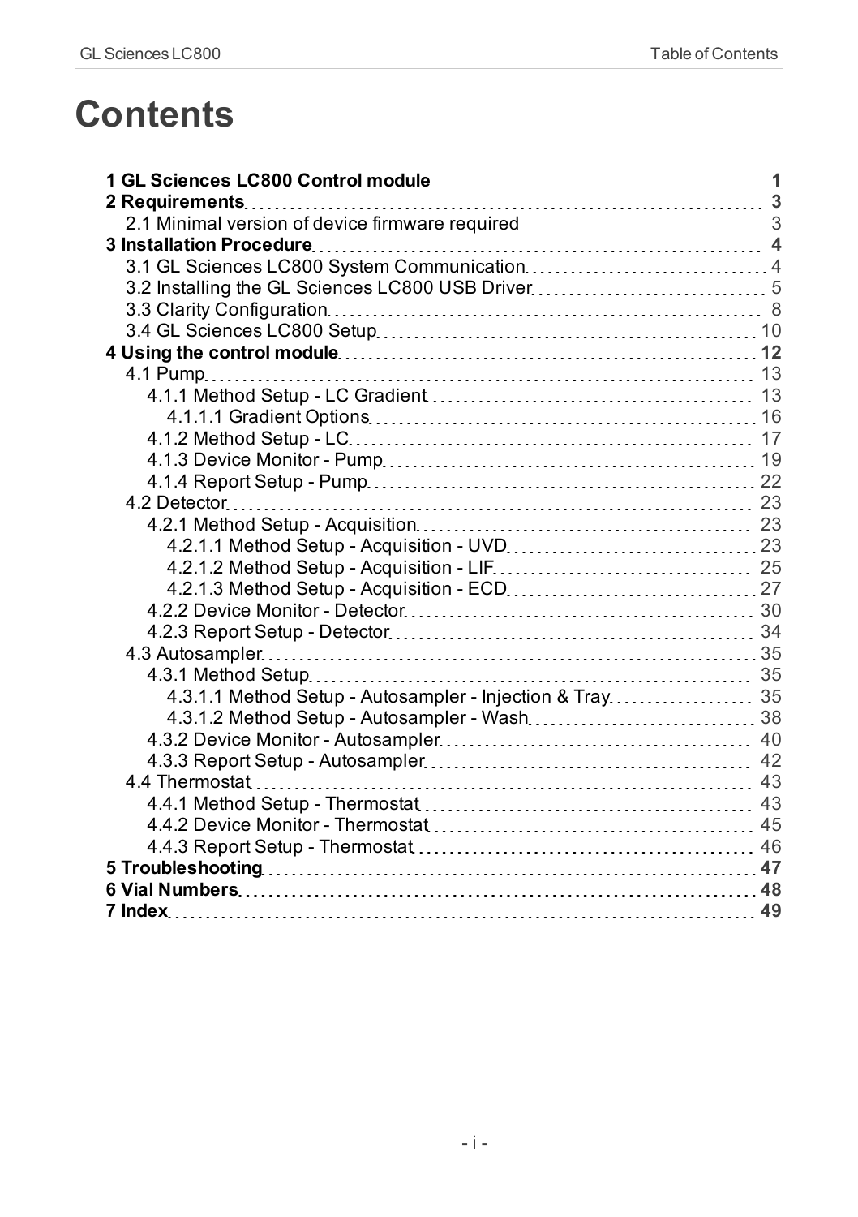# Contents

**1 GL Sciences LC800 Control module** ........ **1**
**2 Requirements** ........ **3**
- 2.1 Minimal version of device firmware required ........ 3

**3 Installation Procedure** ........ **4**
- 3.1 GL Sciences LC800 System Communication ........ 4
- 3.2 Installing the GL Sciences LC800 USB Driver ........ 5
- 3.3 Clarity Configuration ........ 8
- 3.4 GL Sciences LC800 Setup ........ 10

**4 Using the control module** ........ **12**
- 4.1 Pump ........ 13
  - 4.1.1 Method Setup - LC Gradient ........ 13
    - 4.1.1.1 Gradient Options ........ 16
  - 4.1.2 Method Setup - LC ........ 17
  - 4.1.3 Device Monitor - Pump ........ 19
  - 4.1.4 Report Setup - Pump ........ 22
- 4.2 Detector ........ 23
  - 4.2.1 Method Setup - Acquisition ........ 23
    - 4.2.1.1 Method Setup - Acquisition - UVD ........ 23
    - 4.2.1.2 Method Setup - Acquisition - LIF ........ 25
    - 4.2.1.3 Method Setup - Acquisition - ECD ........ 27
  - 4.2.2 Device Monitor - Detector ........ 30
  - 4.2.3 Report Setup - Detector ........ 34
- 4.3 Autosampler ........ 35
  - 4.3.1 Method Setup ........ 35
    - 4.3.1.1 Method Setup - Autosampler - Injection & Tray ........ 35
    - 4.3.1.2 Method Setup - Autosampler - Wash ........ 38
  - 4.3.2 Device Monitor - Autosampler ........ 40
  - 4.3.3 Report Setup - Autosampler ........ 42
- 4.4 Thermostat ........ 43
  - 4.4.1 Method Setup - Thermostat ........ 43
  - 4.4.2 Device Monitor - Thermostat ........ 45
  - 4.4.3 Report Setup - Thermostat ........ 46

**5 Troubleshooting** ........ **47**
**6 Vial Numbers** ........ **48**
**7 Index** ........ **49**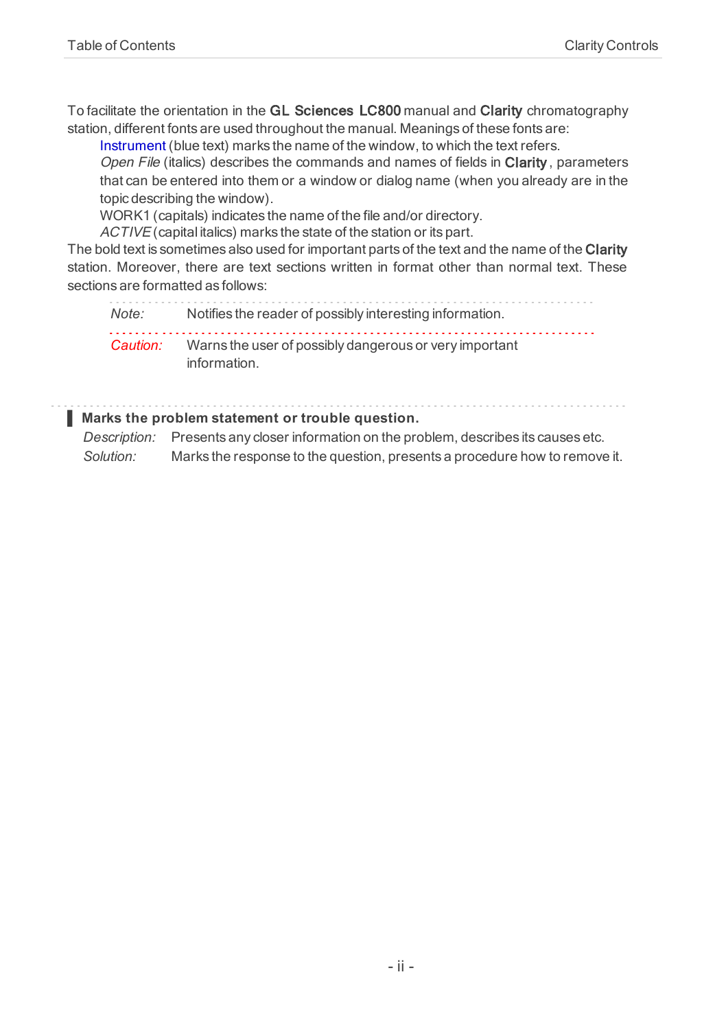To facilitate the orientation in the **GL Sciences LC800** manual and **Clarity** chromatography station, different fonts are used throughout the manual. Meanings of these fonts are:

Instrument (blue text) marks the name of the window, to which the text refers.

*Open File* (italics) describes the commands and names of fields in **Clarity**, parameters that can be entered into them or a window or dialog name (when you already are in the topic describing the window).

WORK1 (capitals) indicates the name of the file and/or directory.

*ACTIVE* (capital italics) marks the state of the station or its part.

The bold text is sometimes also used for important parts of the text and the name of the **Clarity** station. Moreover, there are text sections written in format other than normal text. These sections are formatted as follows:

| | |
|---|---|
| *Note:* | Notifies the reader of possibly interesting information. |
| *Caution:* | Warns the user of possibly dangerous or very important information. |

**Marks the problem statement or trouble question.**

*Description:* Presents any closer information on the problem, describes its causes etc.

*Solution:* Marks the response to the question, presents a procedure how to remove it.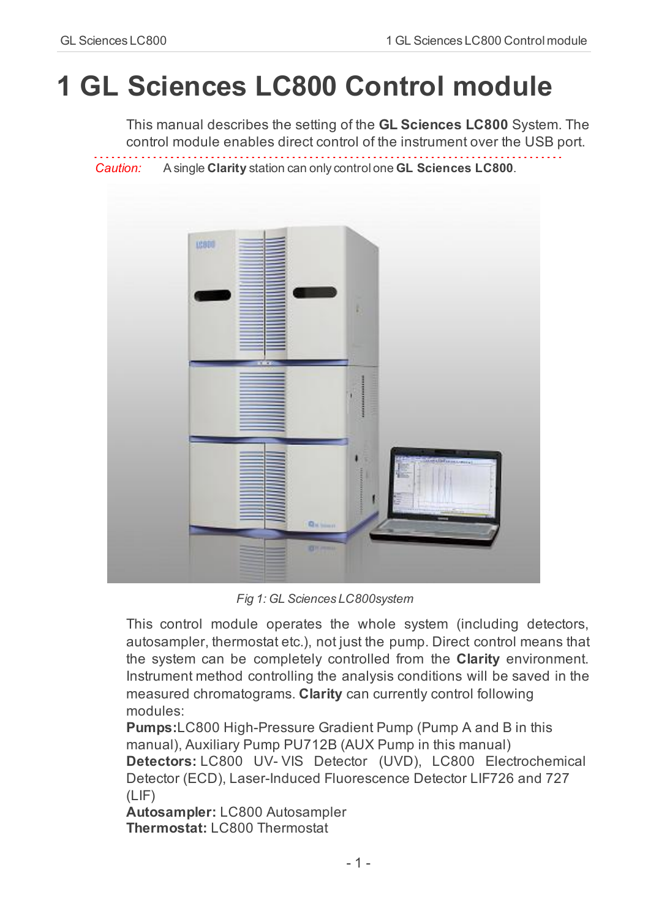# 1 GL Sciences LC800 Control module

This manual describes the setting of the **GL Sciences LC800** System. The control module enables direct control of the instrument over the USB port.

*Caution:* A single **Clarity** station can only control one **GL Sciences LC800**.

*Fig 1: GL Sciences LC800system*

This control module operates the whole system (including detectors, autosampler, thermostat etc.), not just the pump. Direct control means that the system can be completely controlled from the **Clarity** environment. Instrument method controlling the analysis conditions will be saved in the measured chromatograms. **Clarity** can currently control following modules:

**Pumps:**LC800 High-Pressure Gradient Pump (Pump A and B in this manual), Auxiliary Pump PU712B (AUX Pump in this manual)

**Detectors:** LC800 UV- VIS Detector (UVD), LC800 Electrochemical Detector (ECD), Laser-Induced Fluorescence Detector LIF726 and 727 (LIF)

**Autosampler:** LC800 Autosampler

**Thermostat:** LC800 Thermostat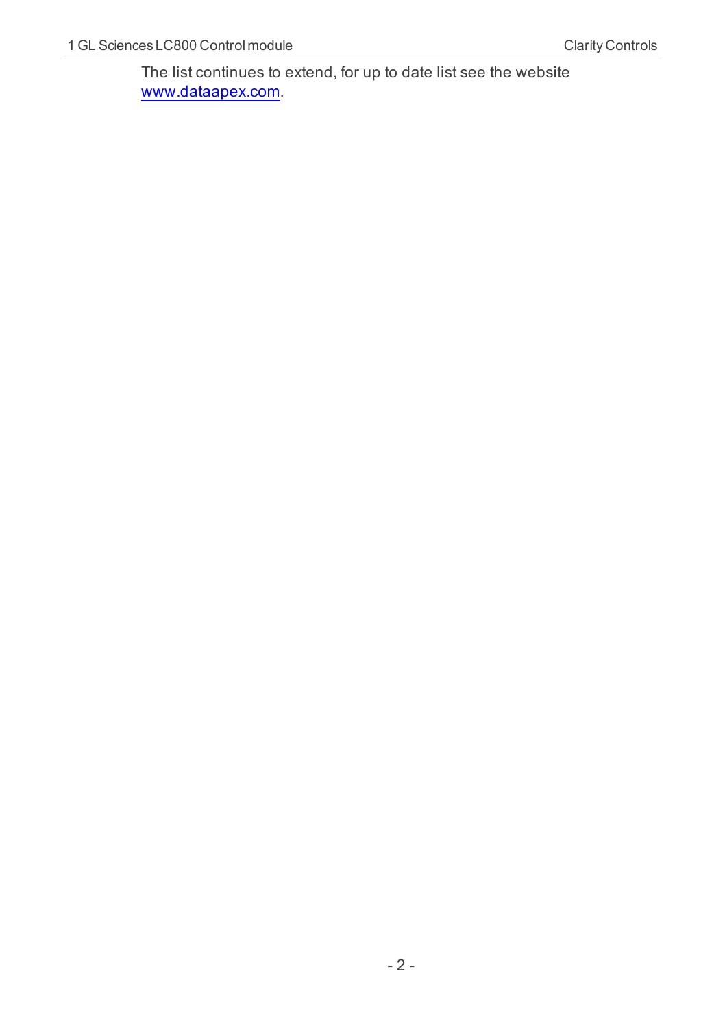The list continues to extend, for up to date list see the website [www.dataapex.com](http://www.dataapex.com).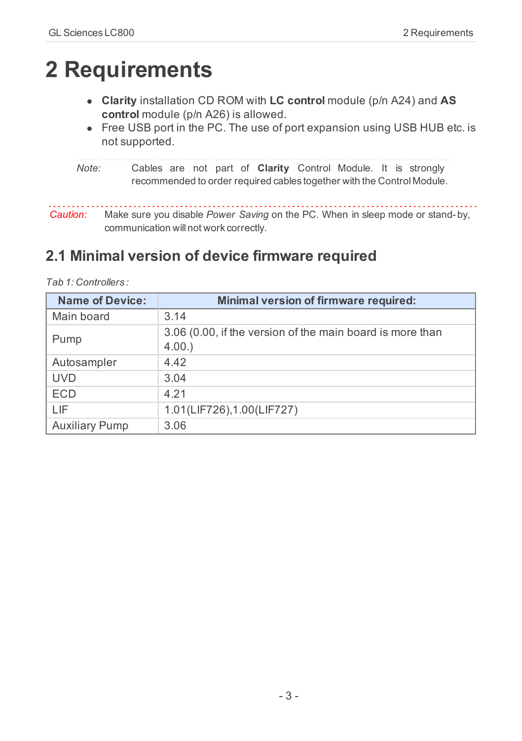# 2 Requirements

- **Clarity** installation CD ROM with **LC control** module (p/n A24) and **AS control** module (p/n A26) is allowed.
- Free USB port in the PC. The use of port expansion using USB HUB etc. is not supported.

*Note:* Cables are not part of **Clarity** Control Module. It is strongly recommended to order required cables together with the Control Module.

*Caution:* Make sure you disable *Power Saving* on the PC. When in sleep mode or stand-by, communication will not work correctly.

## 2.1 Minimal version of device firmware required

*Tab 1: Controllers :*

| Name of Device: | Minimal version of firmware required: |
|---|---|
| Main board | 3.14 |
| Pump | 3.06 (0.00, if the version of the main board is more than 4.00.) |
| Autosampler | 4.42 |
| UVD | 3.04 |
| ECD | 4.21 |
| LIF | 1.01(LIF726),1.00(LIF727) |
| Auxiliary Pump | 3.06 |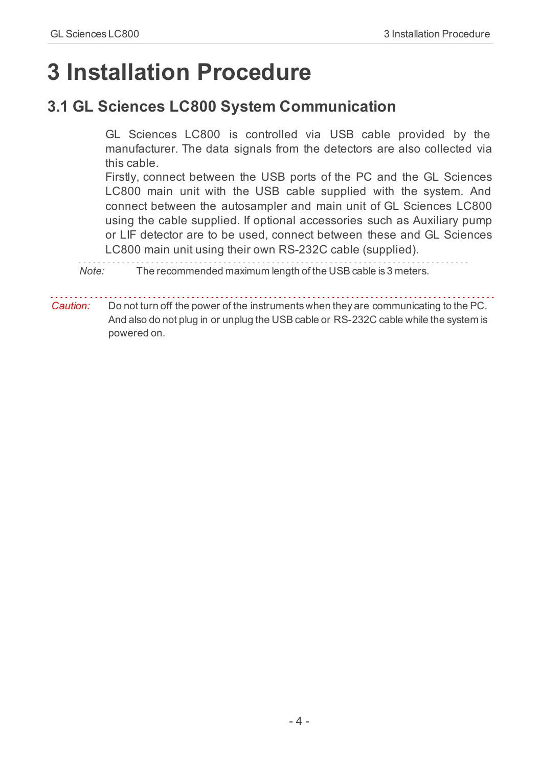# 3 Installation Procedure

## 3.1 GL Sciences LC800 System Communication

GL Sciences LC800 is controlled via USB cable provided by the manufacturer. The data signals from the detectors are also collected via this cable.

Firstly, connect between the USB ports of the PC and the GL Sciences LC800 main unit with the USB cable supplied with the system. And connect between the autosampler and main unit of GL Sciences LC800 using the cable supplied. If optional accessories such as Auxiliary pump or LIF detector are to be used, connect between these and GL Sciences LC800 main unit using their own RS-232C cable (supplied).

*Note:* The recommended maximum length of the USB cable is 3 meters.

*Caution:* Do not turn off the power of the instruments when they are communicating to the PC. And also do not plug in or unplug the USB cable or RS-232C cable while the system is powered on.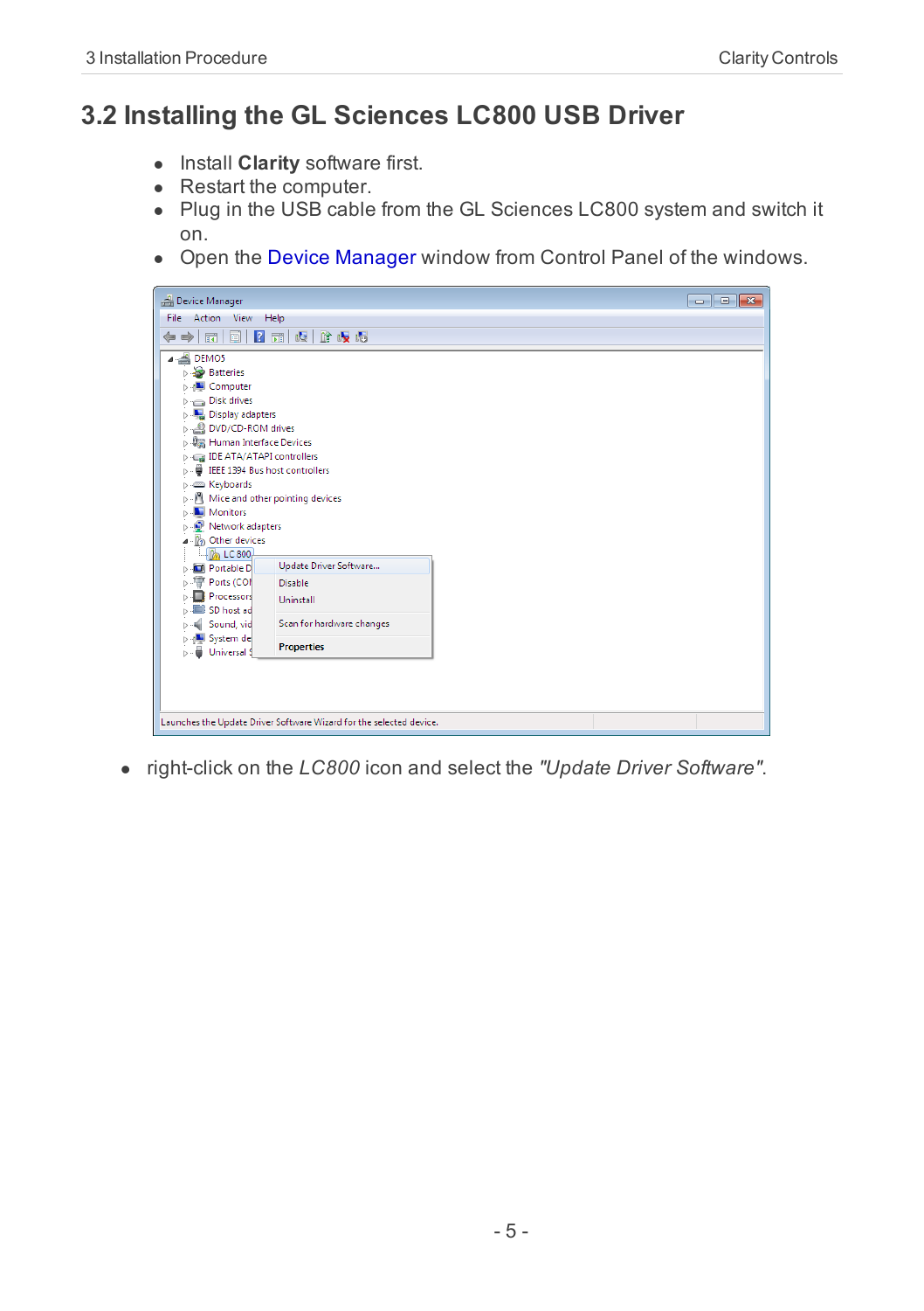## 3.2 Installing the GL Sciences LC800 USB Driver

- Install **Clarity** software first.
- Restart the computer.
- Plug in the USB cable from the GL Sciences LC800 system and switch it on.
- Open the Device Manager window from Control Panel of the windows.

- right-click on the *LC800* icon and select the *"Update Driver Software"*.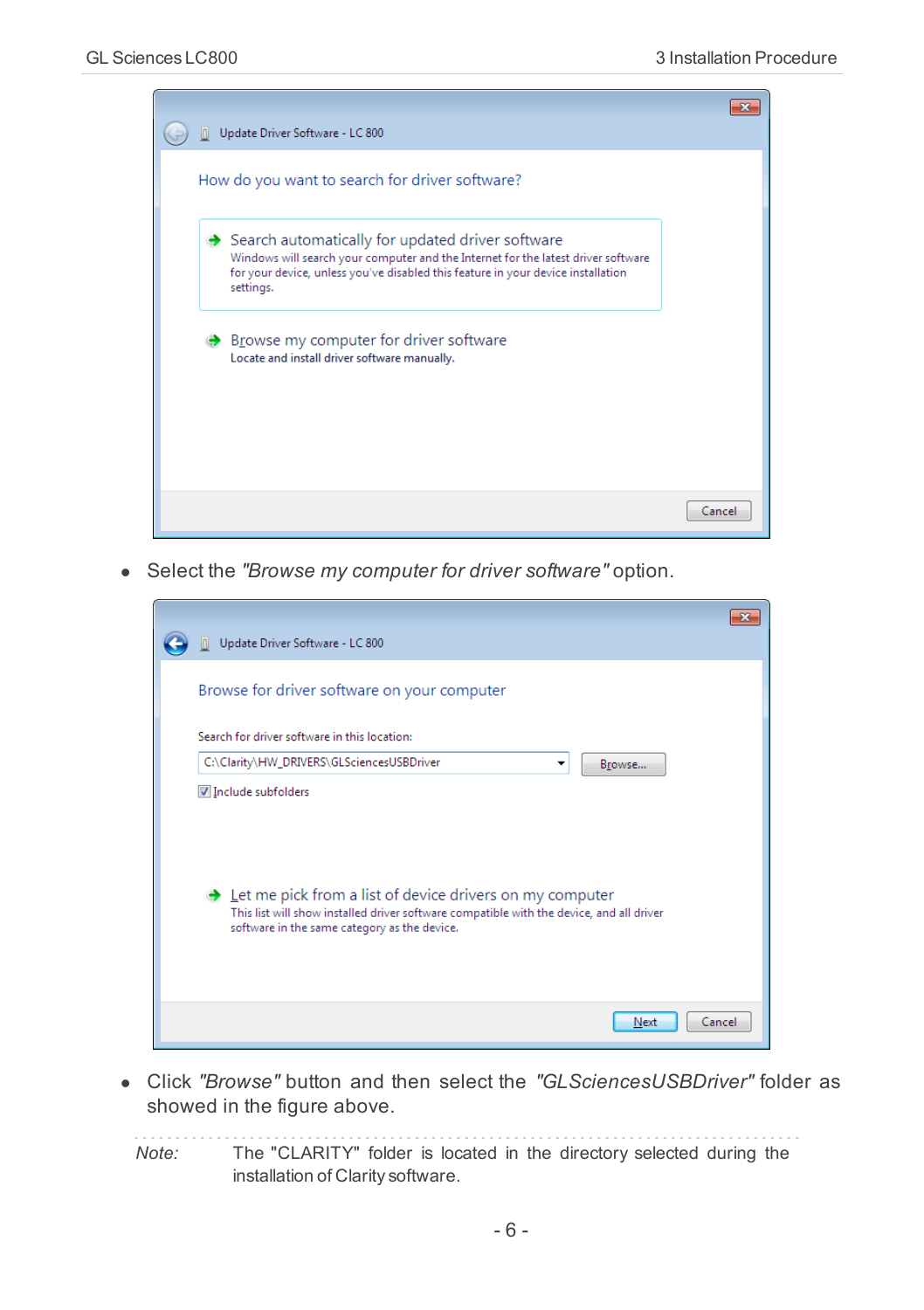- Select the *"Browse my computer for driver software"* option.

- Click *"Browse"* button and then select the *"GLSciencesUSBDriver"* folder as showed in the figure above.

*Note:* The "CLARITY" folder is located in the directory selected during the installation of Clarity software.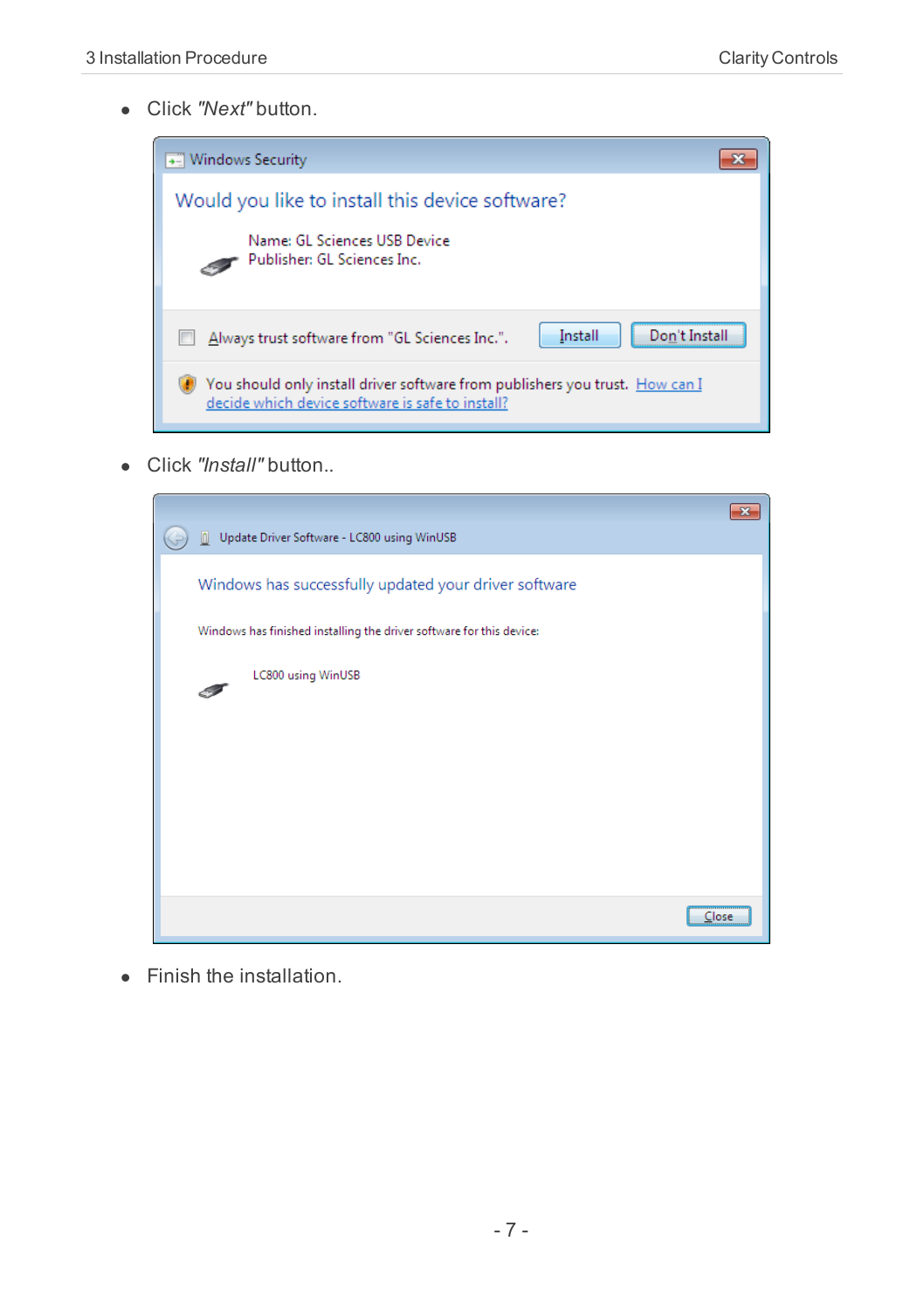- Click *"Next"* button.

- Click *"Install"* button..

- Finish the installation.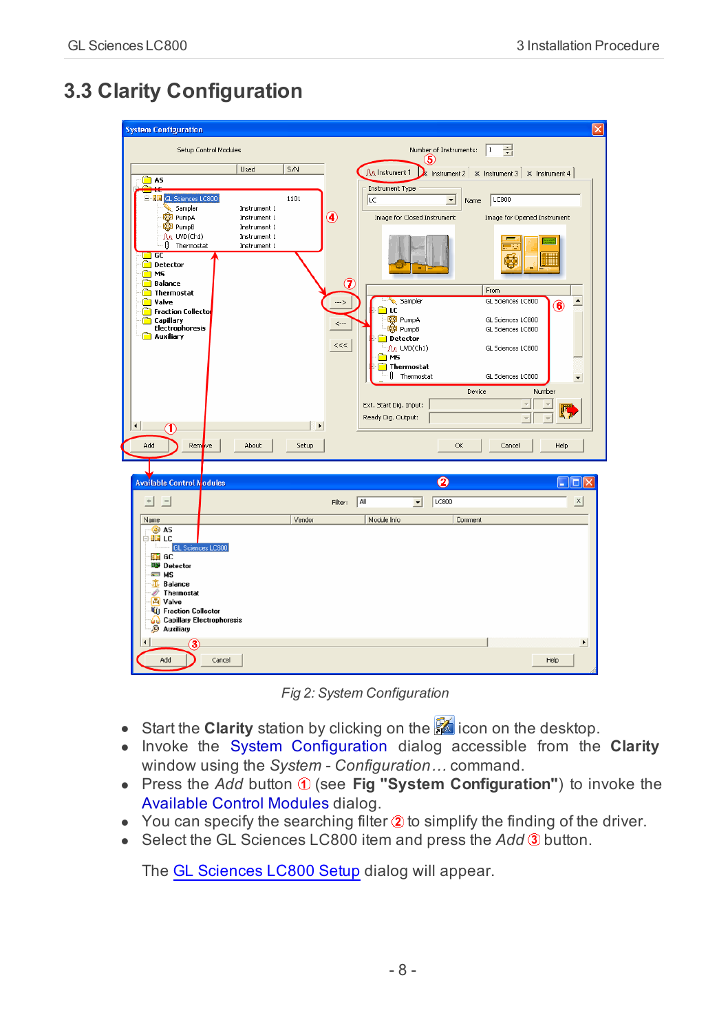## 3.3 Clarity Configuration

*Fig 2: System Configuration*

- Start the **Clarity** station by clicking on the icon on the desktop.
- Invoke the System Configuration dialog accessible from the **Clarity** window using the *System - Configuration…* command.
- Press the *Add* button ① (see **Fig "System Configuration"**) to invoke the Available Control Modules dialog.
- You can specify the searching filter ② to simplify the finding of the driver.
- Select the GL Sciences LC800 item and press the *Add* ③ button.

The GL Sciences LC800 Setup dialog will appear.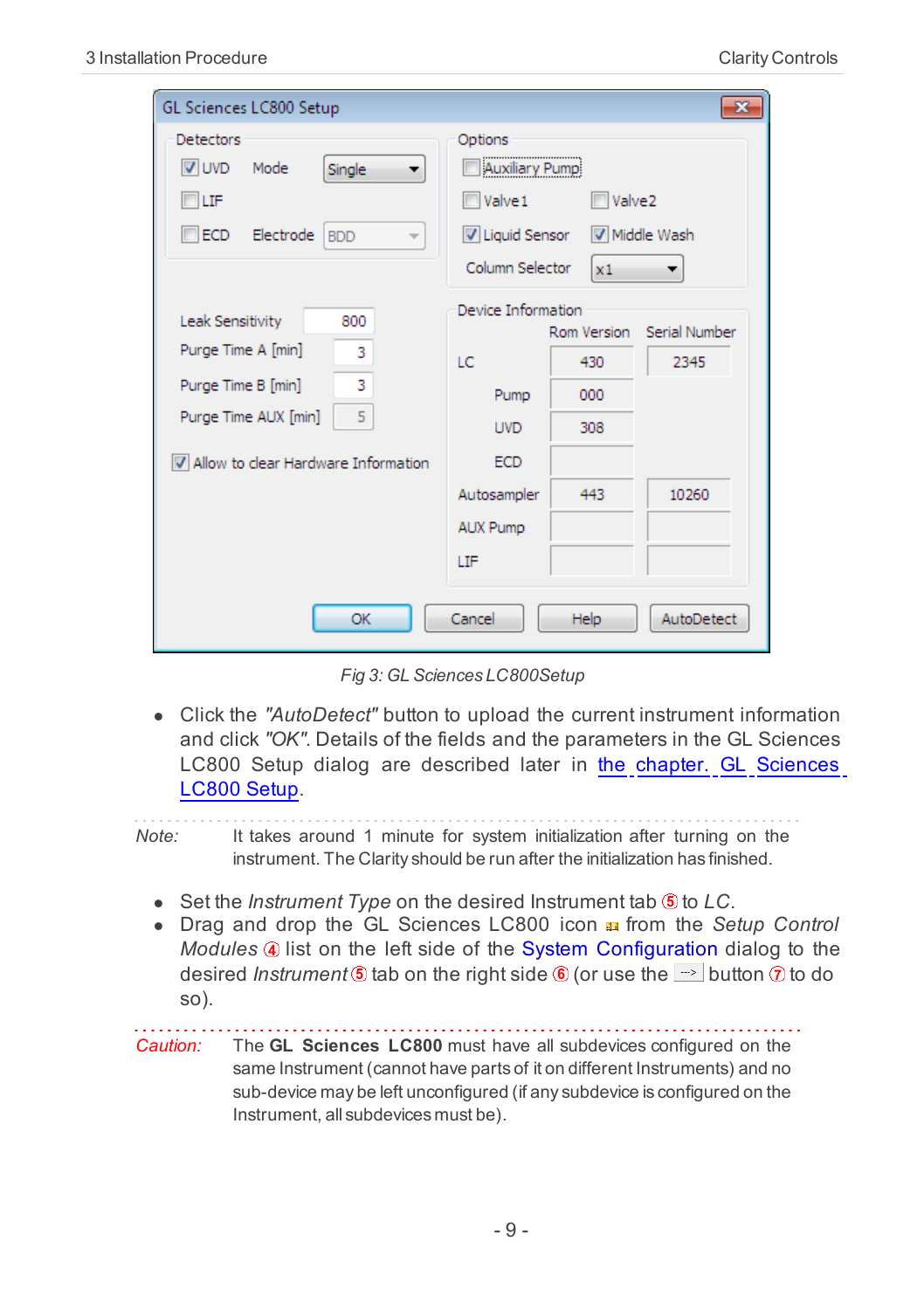Fig 3: GL Sciences LC800Setup

- Click the *"AutoDetect"* button to upload the current instrument information and click *"OK"*. Details of the fields and the parameters in the GL Sciences LC800 Setup dialog are described later in the chapter. GL Sciences LC800 Setup.

*Note:* It takes around 1 minute for system initialization after turning on the instrument. The Clarity should be run after the initialization has finished.

- Set the *Instrument Type* on the desired Instrument tab ⑤ to *LC*.
- Drag and drop the GL Sciences LC800 icon from the *Setup Control Modules* ④ list on the left side of the System Configuration dialog to the desired *Instrument* ⑤ tab on the right side ⑥ (or use the --> button ⑦ to do so).

*Caution:* The **GL Sciences LC800** must have all subdevices configured on the same Instrument (cannot have parts of it on different Instruments) and no sub-device may be left unconfigured (if any subdevice is configured on the Instrument, all subdevices must be).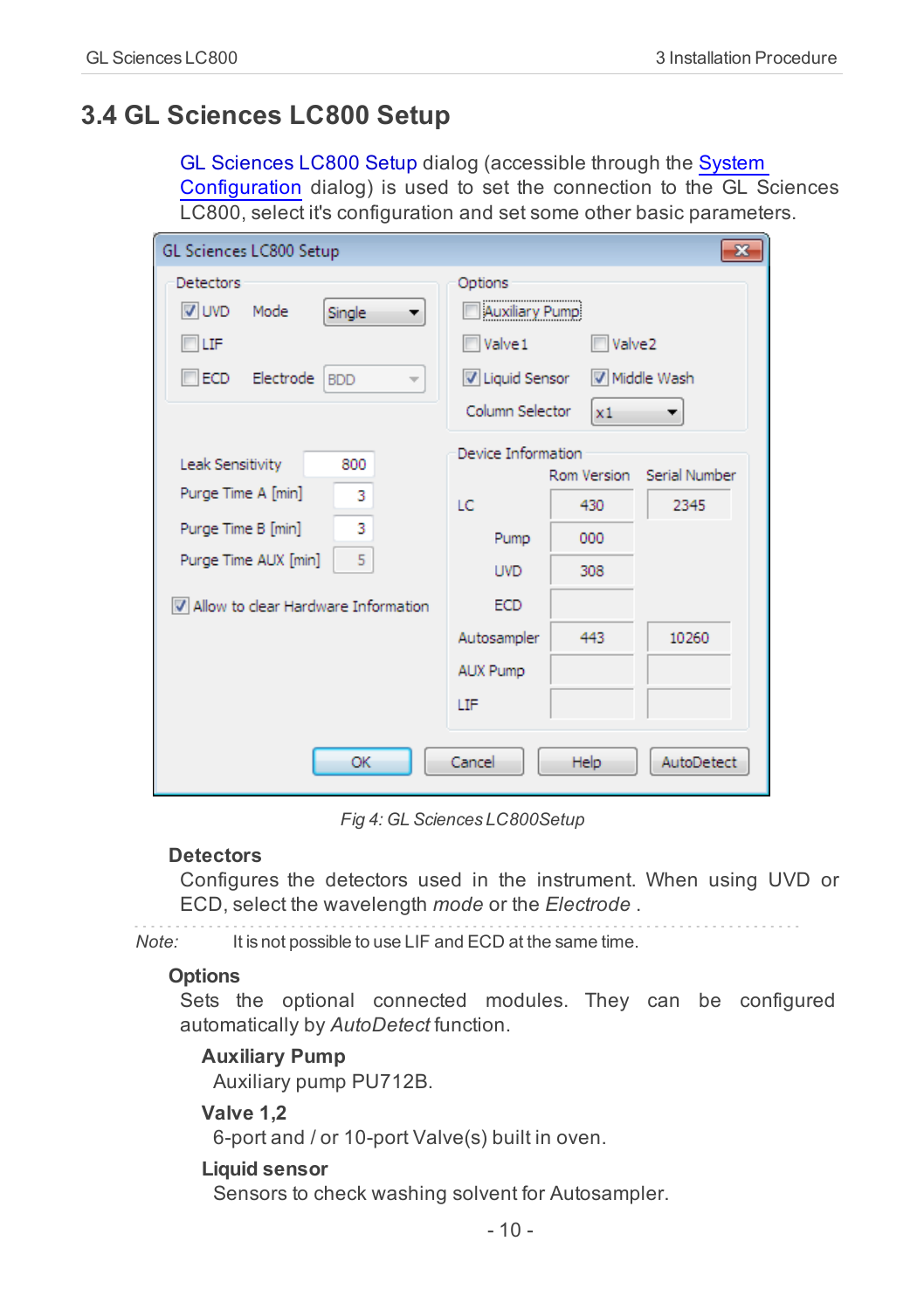## 3.4 GL Sciences LC800 Setup

GL Sciences LC800 Setup dialog (accessible through the System Configuration dialog) is used to set the connection to the GL Sciences LC800, select it's configuration and set some other basic parameters.

*Fig 4: GL Sciences LC800Setup*

**Detectors**

Configures the detectors used in the instrument. When using UVD or ECD, select the wavelength *mode* or the *Electrode* .

*Note:* It is not possible to use LIF and ECD at the same time.

**Options**

Sets the optional connected modules. They can be configured automatically by *AutoDetect* function.

**Auxiliary Pump**

Auxiliary pump PU712B.

**Valve 1,2**

6-port and / or 10-port Valve(s) built in oven.

**Liquid sensor**

Sensors to check washing solvent for Autosampler.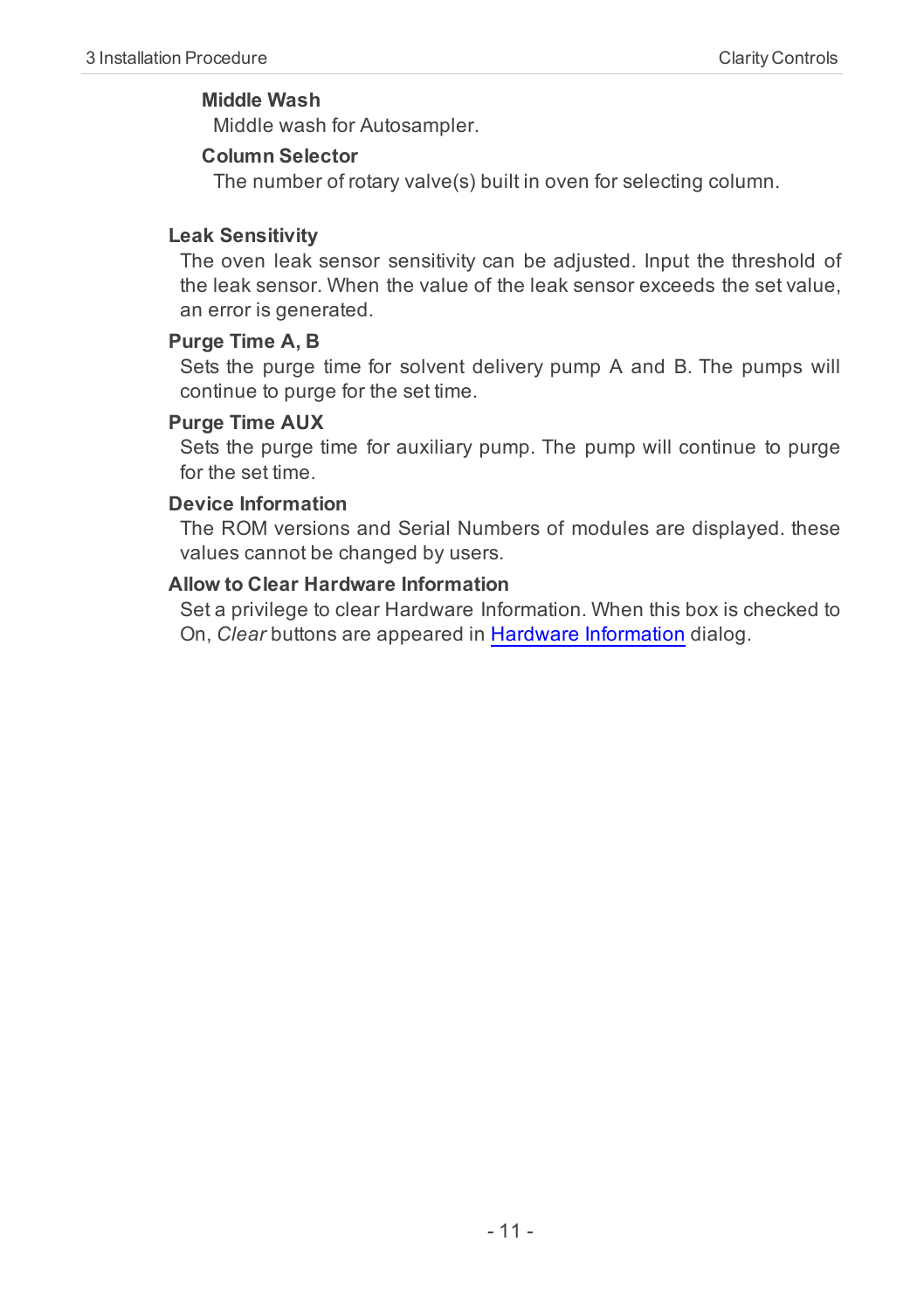#### Middle Wash

Middle wash for Autosampler.

#### Column Selector

The number of rotary valve(s) built in oven for selecting column.

### Leak Sensitivity

The oven leak sensor sensitivity can be adjusted. Input the threshold of the leak sensor. When the value of the leak sensor exceeds the set value, an error is generated.

### Purge Time A, B

Sets the purge time for solvent delivery pump A and B. The pumps will continue to purge for the set time.

### Purge Time AUX

Sets the purge time for auxiliary pump. The pump will continue to purge for the set time.

### Device Information

The ROM versions and Serial Numbers of modules are displayed. these values cannot be changed by users.

### Allow to Clear Hardware Information

Set a privilege to clear Hardware Information. When this box is checked to On, *Clear* buttons are appeared in Hardware Information dialog.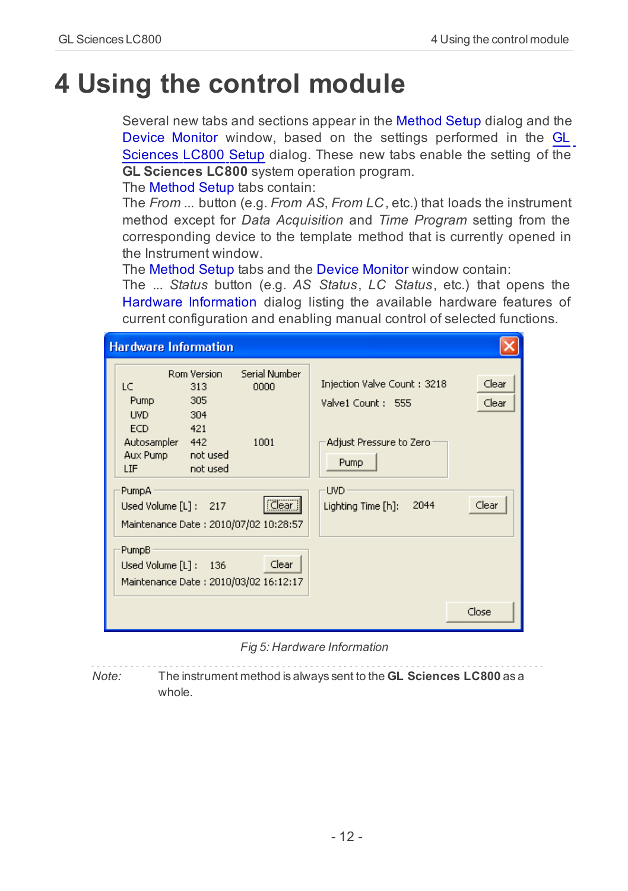# 4 Using the control module

Several new tabs and sections appear in the Method Setup dialog and the Device Monitor window, based on the settings performed in the GL Sciences LC800 Setup dialog. These new tabs enable the setting of the **GL Sciences LC800** system operation program.

The Method Setup tabs contain:

The *From ...* button (e.g. *From AS*, *From LC*, etc.) that loads the instrument method except for *Data Acquisition* and *Time Program* setting from the corresponding device to the template method that is currently opened in the Instrument window.

The Method Setup tabs and the Device Monitor window contain:

The ... *Status* button (e.g. *AS Status*, *LC Status*, etc.) that opens the Hardware Information dialog listing the available hardware features of current configuration and enabling manual control of selected functions.

*Fig 5: Hardware Information*

*Note:* The instrument method is always sent to the **GL Sciences LC800** as a whole.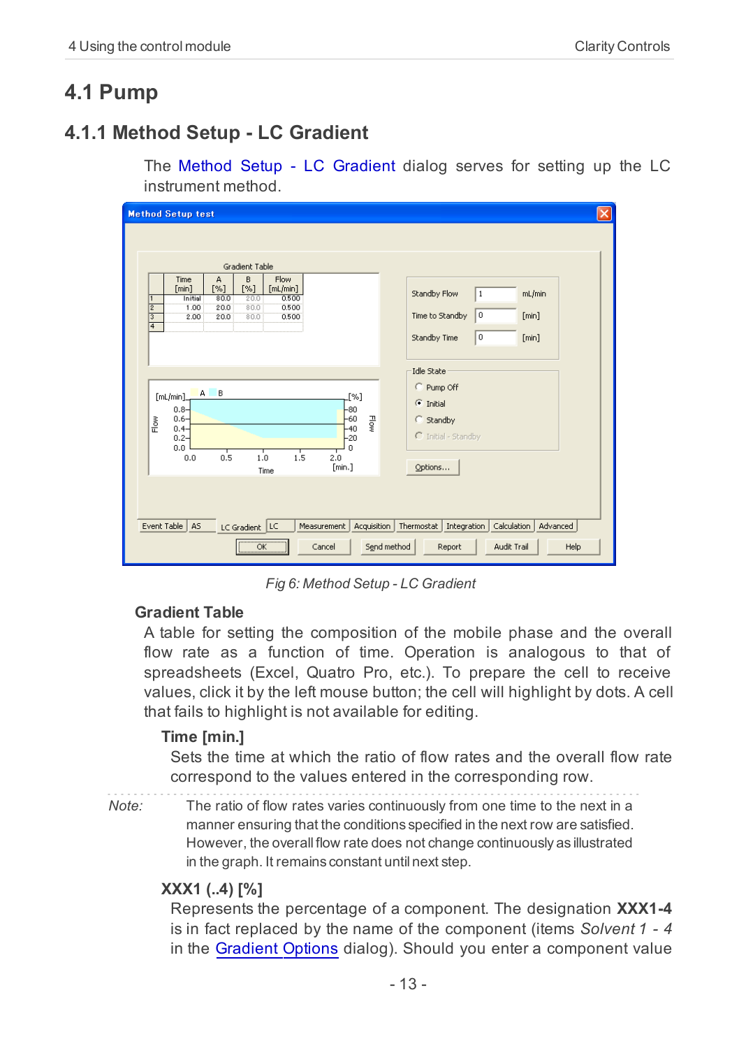## 4.1 Pump

### 4.1.1 Method Setup - LC Gradient

The Method Setup - LC Gradient dialog serves for setting up the LC instrument method.

Fig 6: Method Setup - LC Gradient

#### Gradient Table

A table for setting the composition of the mobile phase and the overall flow rate as a function of time. Operation is analogous to that of spreadsheets (Excel, Quatro Pro, etc.). To prepare the cell to receive values, click it by the left mouse button; the cell will highlight by dots. A cell that fails to highlight is not available for editing.

**Time [min.]**

Sets the time at which the ratio of flow rates and the overall flow rate correspond to the values entered in the corresponding row.

*Note:* The ratio of flow rates varies continuously from one time to the next in a manner ensuring that the conditions specified in the next row are satisfied. However, the overall flow rate does not change continuously as illustrated in the graph. It remains constant until next step.

**XXX1 (..4) [%]**

Represents the percentage of a component. The designation **XXX1-4** is in fact replaced by the name of the component (items *Solvent 1 - 4* in the Gradient Options dialog). Should you enter a component value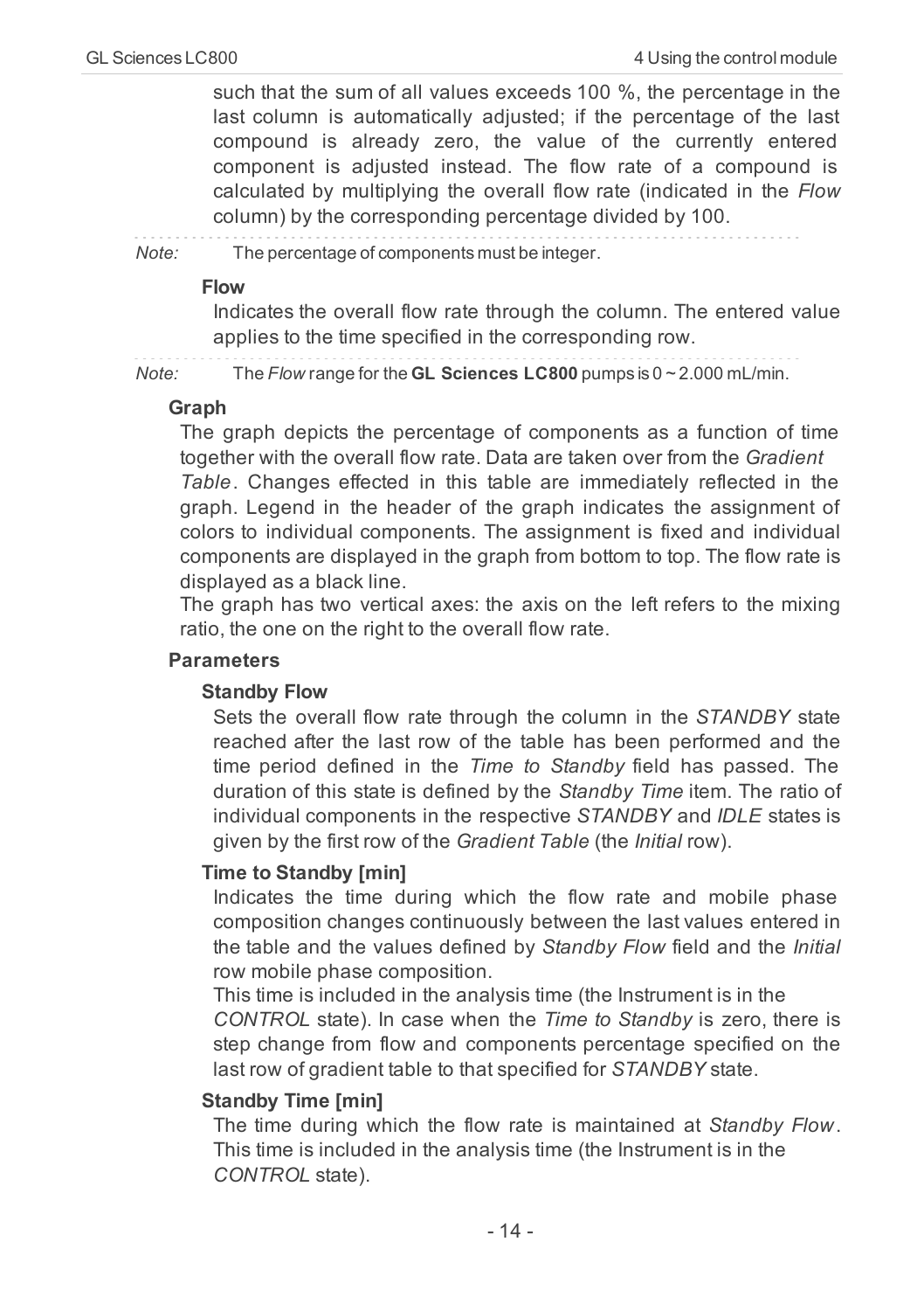such that the sum of all values exceeds 100 %, the percentage in the last column is automatically adjusted; if the percentage of the last compound is already zero, the value of the currently entered component is adjusted instead. The flow rate of a compound is calculated by multiplying the overall flow rate (indicated in the *Flow* column) by the corresponding percentage divided by 100.

*Note:* The percentage of components must be integer.

**Flow**

Indicates the overall flow rate through the column. The entered value applies to the time specified in the corresponding row.

*Note:* The *Flow* range for the **GL Sciences LC800** pumps is 0 ~ 2.000 mL/min.

**Graph**

The graph depicts the percentage of components as a function of time together with the overall flow rate. Data are taken over from the *Gradient Table*. Changes effected in this table are immediately reflected in the graph. Legend in the header of the graph indicates the assignment of colors to individual components. The assignment is fixed and individual components are displayed in the graph from bottom to top. The flow rate is displayed as a black line.

The graph has two vertical axes: the axis on the left refers to the mixing ratio, the one on the right to the overall flow rate.

**Parameters**

**Standby Flow**

Sets the overall flow rate through the column in the *STANDBY* state reached after the last row of the table has been performed and the time period defined in the *Time to Standby* field has passed. The duration of this state is defined by the *Standby Time* item. The ratio of individual components in the respective *STANDBY* and *IDLE* states is given by the first row of the *Gradient Table* (the *Initial* row).

**Time to Standby [min]**

Indicates the time during which the flow rate and mobile phase composition changes continuously between the last values entered in the table and the values defined by *Standby Flow* field and the *Initial* row mobile phase composition.

This time is included in the analysis time (the Instrument is in the *CONTROL* state). In case when the *Time to Standby* is zero, there is step change from flow and components percentage specified on the last row of gradient table to that specified for *STANDBY* state.

**Standby Time [min]**

The time during which the flow rate is maintained at *Standby Flow*. This time is included in the analysis time (the Instrument is in the *CONTROL* state).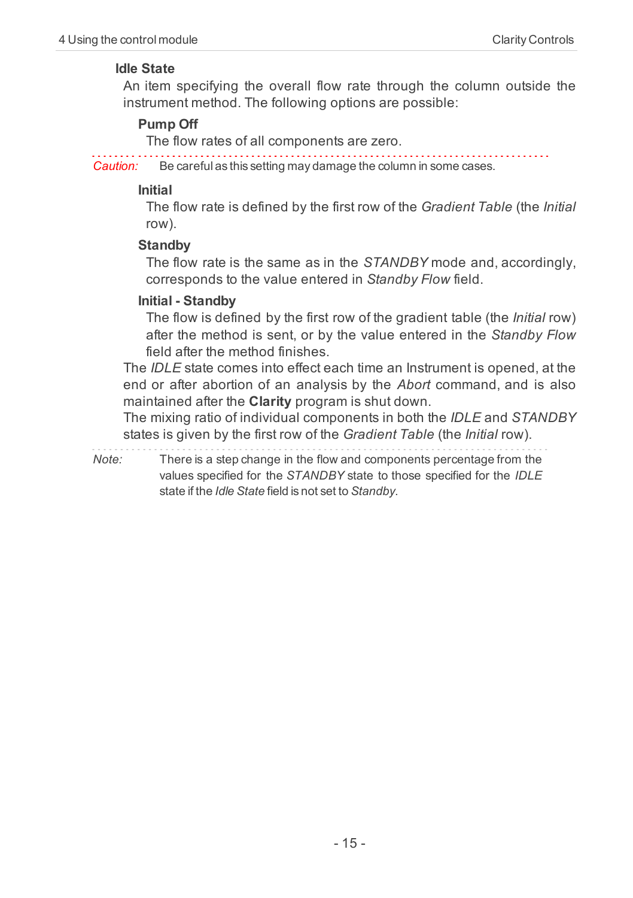**Idle State**

An item specifying the overall flow rate through the column outside the instrument method. The following options are possible:

**Pump Off**

The flow rates of all components are zero.

*Caution:* Be careful as this setting may damage the column in some cases.

**Initial**

The flow rate is defined by the first row of the *Gradient Table* (the *Initial* row).

**Standby**

The flow rate is the same as in the *STANDBY* mode and, accordingly, corresponds to the value entered in *Standby Flow* field.

**Initial - Standby**

The flow is defined by the first row of the gradient table (the *Initial* row) after the method is sent, or by the value entered in the *Standby Flow* field after the method finishes.

The *IDLE* state comes into effect each time an Instrument is opened, at the end or after abortion of an analysis by the *Abort* command, and is also maintained after the **Clarity** program is shut down.

The mixing ratio of individual components in both the *IDLE* and *STANDBY* states is given by the first row of the *Gradient Table* (the *Initial* row).

*Note:* There is a step change in the flow and components percentage from the values specified for the *STANDBY* state to those specified for the *IDLE* state if the *Idle State* field is not set to *Standby*.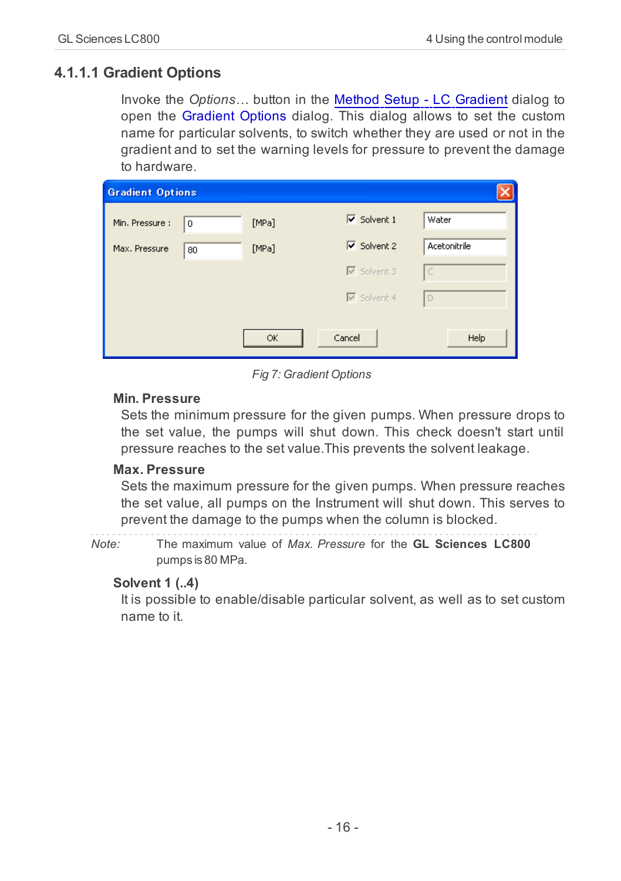### 4.1.1.1 Gradient Options

Invoke the *Options...* button in the Method Setup - LC Gradient dialog to open the Gradient Options dialog. This dialog allows to set the custom name for particular solvents, to switch whether they are used or not in the gradient and to set the warning levels for pressure to prevent the damage to hardware.

*Fig 7: Gradient Options*

**Min. Pressure**

Sets the minimum pressure for the given pumps. When pressure drops to the set value, the pumps will shut down. This check doesn't start until pressure reaches to the set value.This prevents the solvent leakage.

**Max. Pressure**

Sets the maximum pressure for the given pumps. When pressure reaches the set value, all pumps on the Instrument will shut down. This serves to prevent the damage to the pumps when the column is blocked.

*Note:* The maximum value of *Max. Pressure* for the **GL Sciences LC800** pumps is 80 MPa.

**Solvent 1 (..4)**

It is possible to enable/disable particular solvent, as well as to set custom name to it.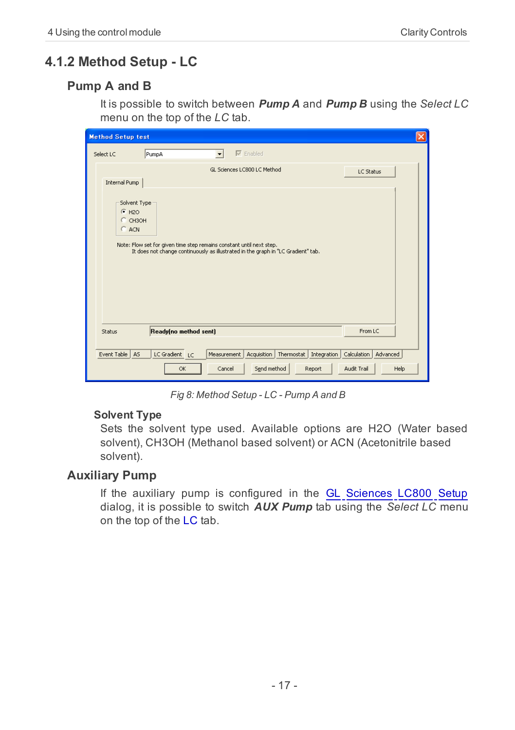## 4.1.2 Method Setup - LC

### Pump A and B

It is possible to switch between ***Pump A*** and ***Pump B*** using the *Select LC* menu on the top of the *LC* tab.

*Fig 8: Method Setup - LC - Pump A and B*

#### Solvent Type

Sets the solvent type used. Available options are H2O (Water based solvent), CH3OH (Methanol based solvent) or ACN (Acetonitrile based solvent).

### Auxiliary Pump

If the auxiliary pump is configured in the GL Sciences LC800 Setup dialog, it is possible to switch ***AUX Pump*** tab using the *Select LC* menu on the top of the LC tab.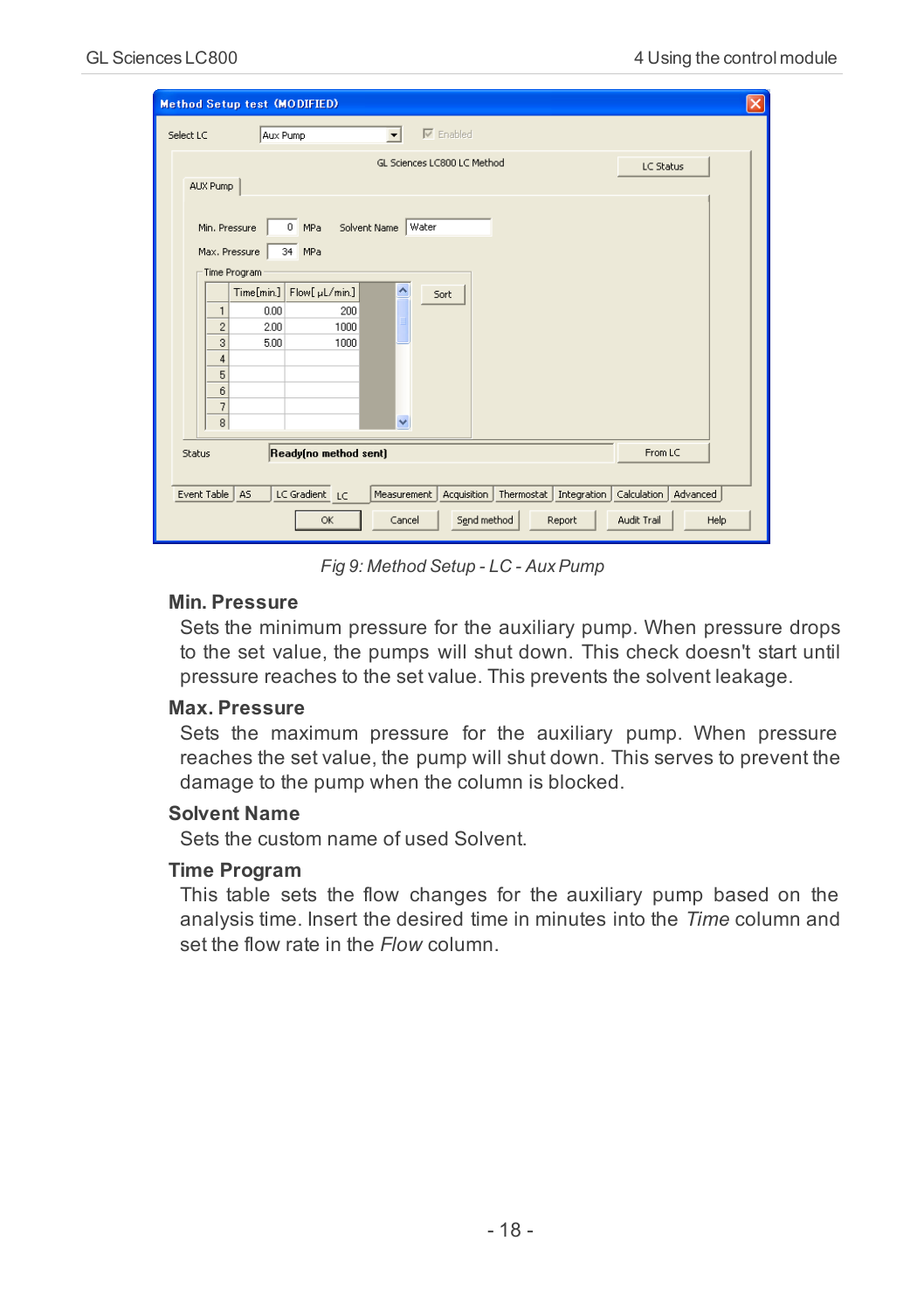Fig 9: Method Setup - LC - Aux Pump

### Min. Pressure

Sets the minimum pressure for the auxiliary pump. When pressure drops to the set value, the pumps will shut down. This check doesn't start until pressure reaches to the set value. This prevents the solvent leakage.

### Max. Pressure

Sets the maximum pressure for the auxiliary pump. When pressure reaches the set value, the pump will shut down. This serves to prevent the damage to the pump when the column is blocked.

### Solvent Name

Sets the custom name of used Solvent.

### Time Program

This table sets the flow changes for the auxiliary pump based on the analysis time. Insert the desired time in minutes into the *Time* column and set the flow rate in the *Flow* column.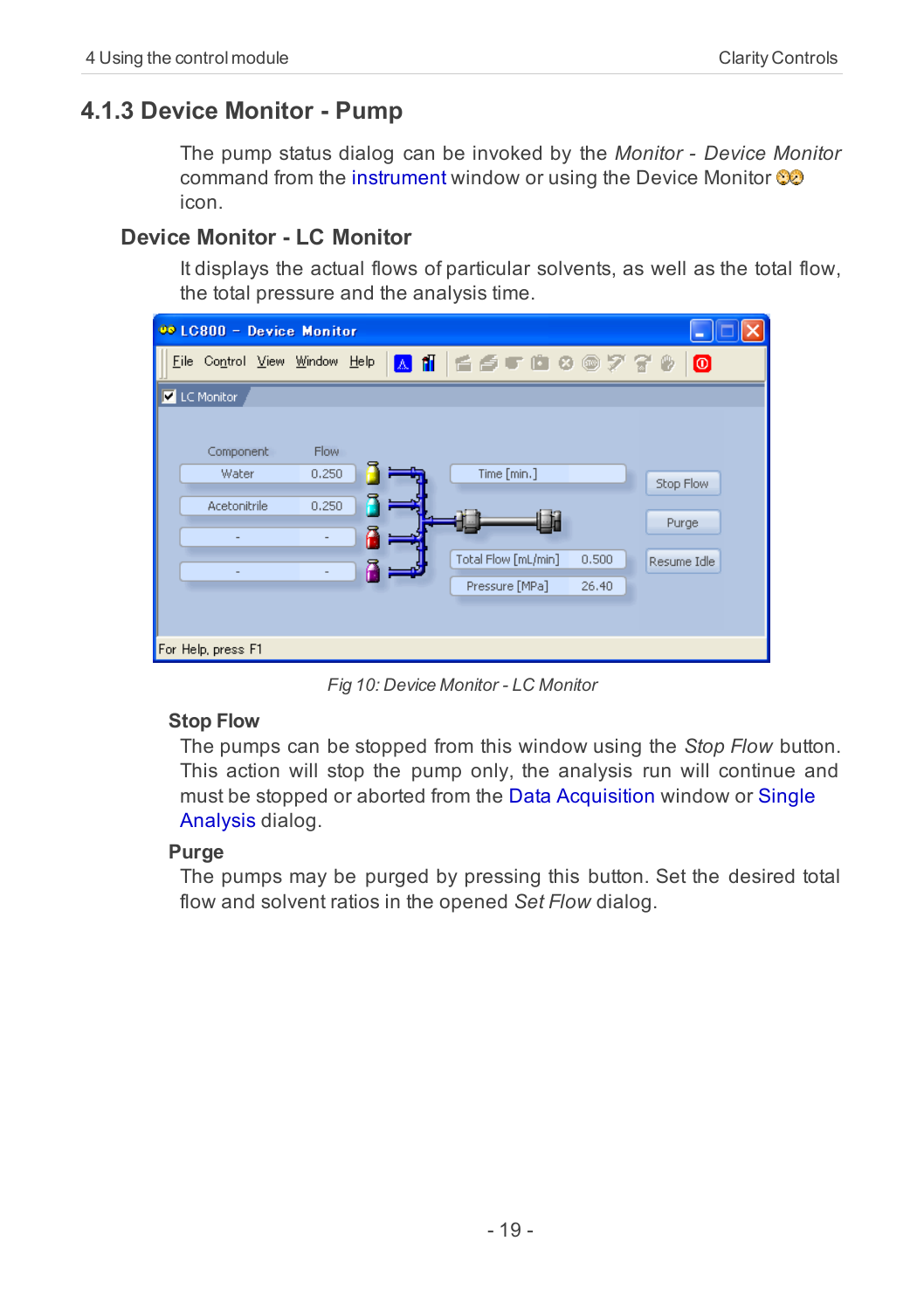## 4.1.3 Device Monitor - Pump

The pump status dialog can be invoked by the *Monitor - Device Monitor* command from the instrument window or using the Device Monitor icon.

### Device Monitor - LC Monitor

It displays the actual flows of particular solvents, as well as the total flow, the total pressure and the analysis time.

*Fig 10: Device Monitor - LC Monitor*

**Stop Flow**

The pumps can be stopped from this window using the *Stop Flow* button. This action will stop the pump only, the analysis run will continue and must be stopped or aborted from the Data Acquisition window or Single Analysis dialog.

**Purge**

The pumps may be purged by pressing this button. Set the desired total flow and solvent ratios in the opened *Set Flow* dialog.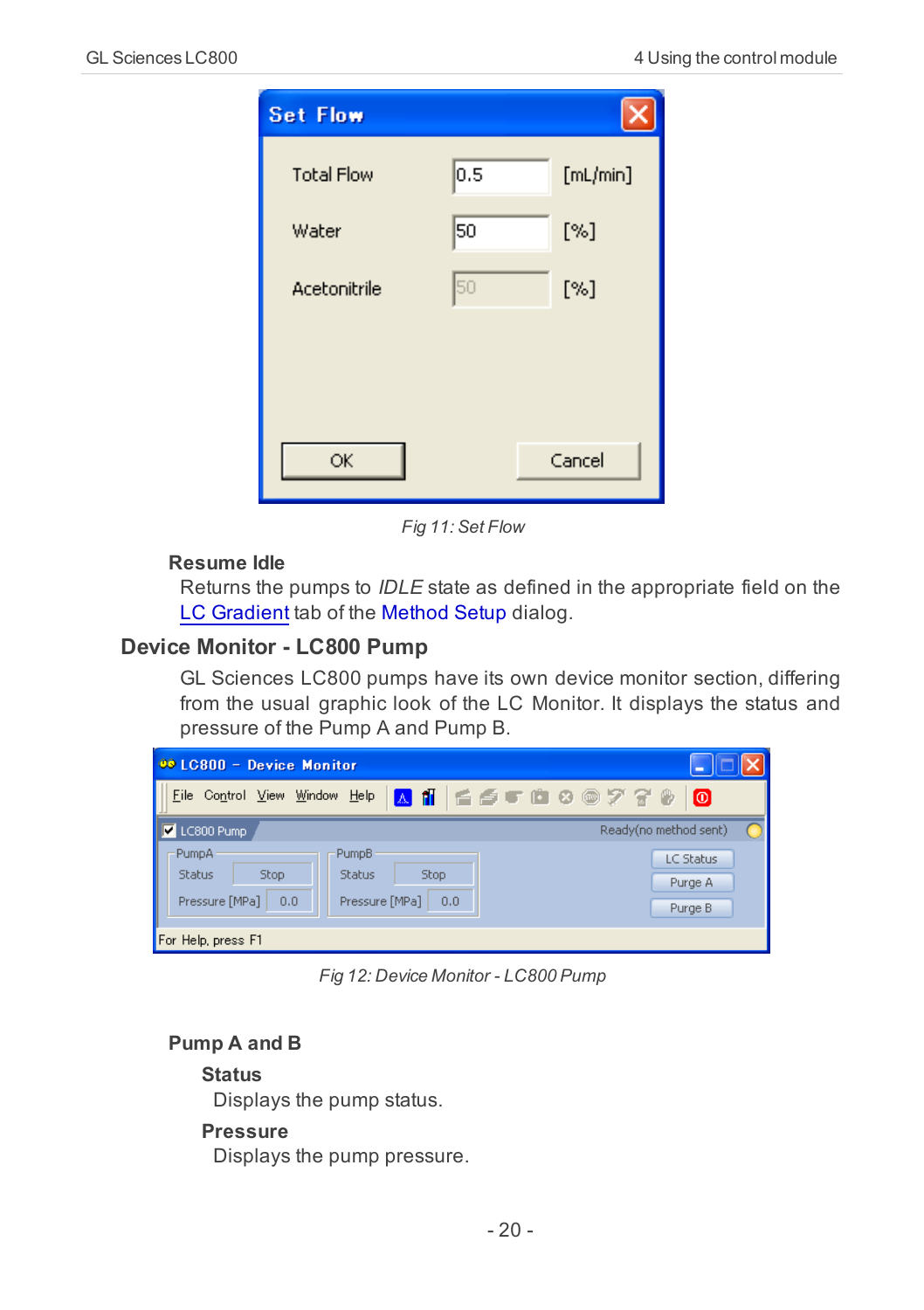Fig 11: Set Flow

**Resume Idle**

Returns the pumps to *IDLE* state as defined in the appropriate field on the LC Gradient tab of the Method Setup dialog.

## Device Monitor - LC800 Pump

GL Sciences LC800 pumps have its own device monitor section, differing from the usual graphic look of the LC Monitor. It displays the status and pressure of the Pump A and Pump B.

Fig 12: Device Monitor - LC800 Pump

**Pump A and B**

**Status**

Displays the pump status.

**Pressure**

Displays the pump pressure.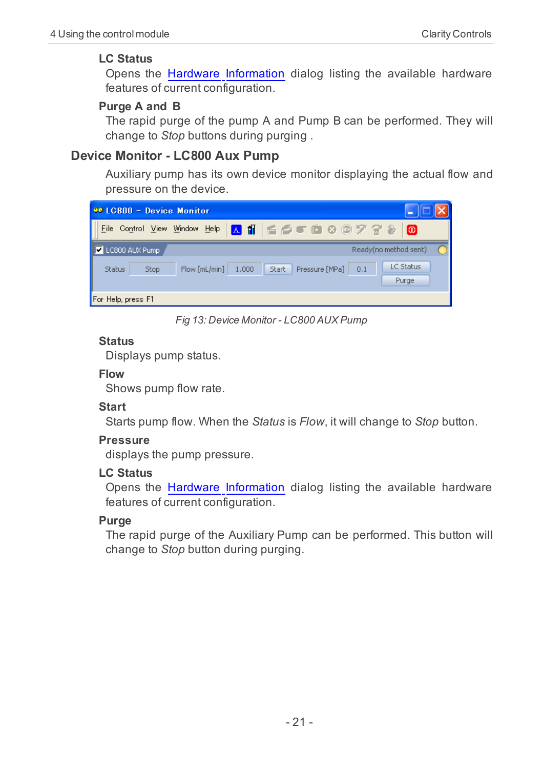**LC Status**

Opens the Hardware Information dialog listing the available hardware features of current configuration.

**Purge A and B**

The rapid purge of the pump A and Pump B can be performed. They will change to *Stop* buttons during purging .

## Device Monitor - LC800 Aux Pump

Auxiliary pump has its own device monitor displaying the actual flow and pressure on the device.

*Fig 13: Device Monitor - LC800 AUX Pump*

**Status**

Displays pump status.

**Flow**

Shows pump flow rate.

**Start**

Starts pump flow. When the *Status* is *Flow*, it will change to *Stop* button.

**Pressure**

displays the pump pressure.

**LC Status**

Opens the Hardware Information dialog listing the available hardware features of current configuration.

**Purge**

The rapid purge of the Auxiliary Pump can be performed. This button will change to *Stop* button during purging.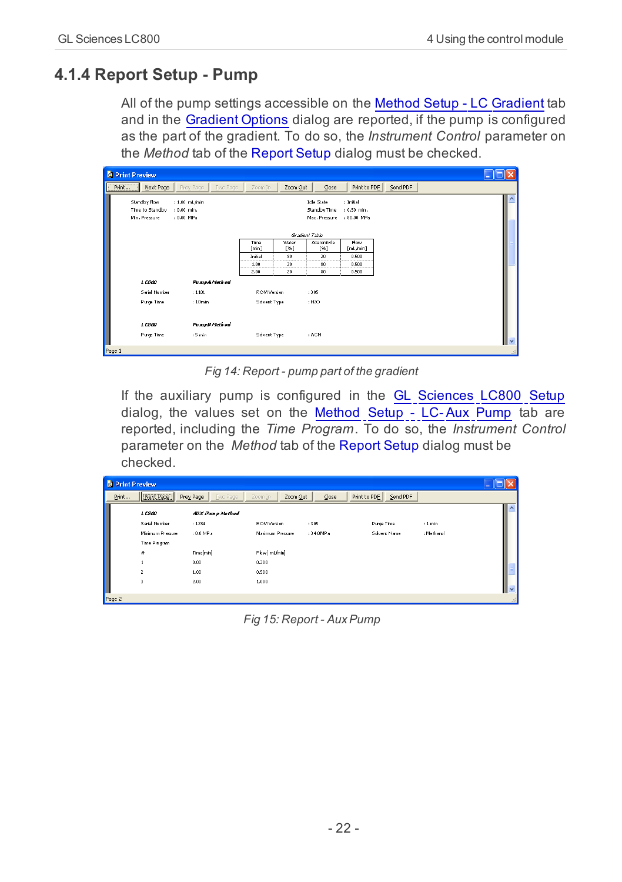## 4.1.4 Report Setup - Pump

All of the pump settings accessible on the Method Setup - LC Gradient tab and in the Gradient Options dialog are reported, if the pump is configured as the part of the gradient. To do so, the *Instrument Control* parameter on the *Method* tab of the Report Setup dialog must be checked.

*Fig 14: Report - pump part of the gradient*

If the auxiliary pump is configured in the GL Sciences LC800 Setup dialog, the values set on the Method Setup - LC-Aux Pump tab are reported, including the *Time Program*. To do so, the *Instrument Control* parameter on the *Method* tab of the Report Setup dialog must be checked.

*Fig 15: Report - Aux Pump*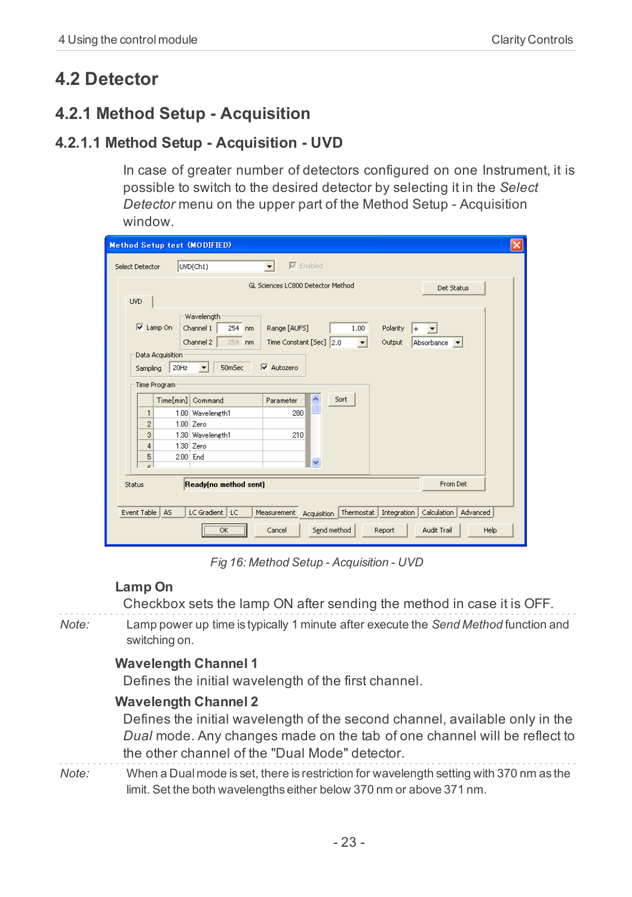## 4.2 Detector

### 4.2.1 Method Setup - Acquisition

#### 4.2.1.1 Method Setup - Acquisition - UVD

In case of greater number of detectors configured on one Instrument, it is possible to switch to the desired detector by selecting it in the *Select Detector* menu on the upper part of the Method Setup - Acquisition window.

*Fig 16: Method Setup - Acquisition - UVD*

**Lamp On**

Checkbox sets the lamp ON after sending the method in case it is OFF.

*Note:* Lamp power up time is typically 1 minute after execute the *Send Method* function and switching on.

**Wavelength Channel 1**

Defines the initial wavelength of the first channel.

**Wavelength Channel 2**

Defines the initial wavelength of the second channel, available only in the *Dual* mode. Any changes made on the tab of one channel will be reflect to the other channel of the "Dual Mode" detector.

*Note:* When a Dual mode is set, there is restriction for wavelength setting with 370 nm as the limit. Set the both wavelengths either below 370 nm or above 371 nm.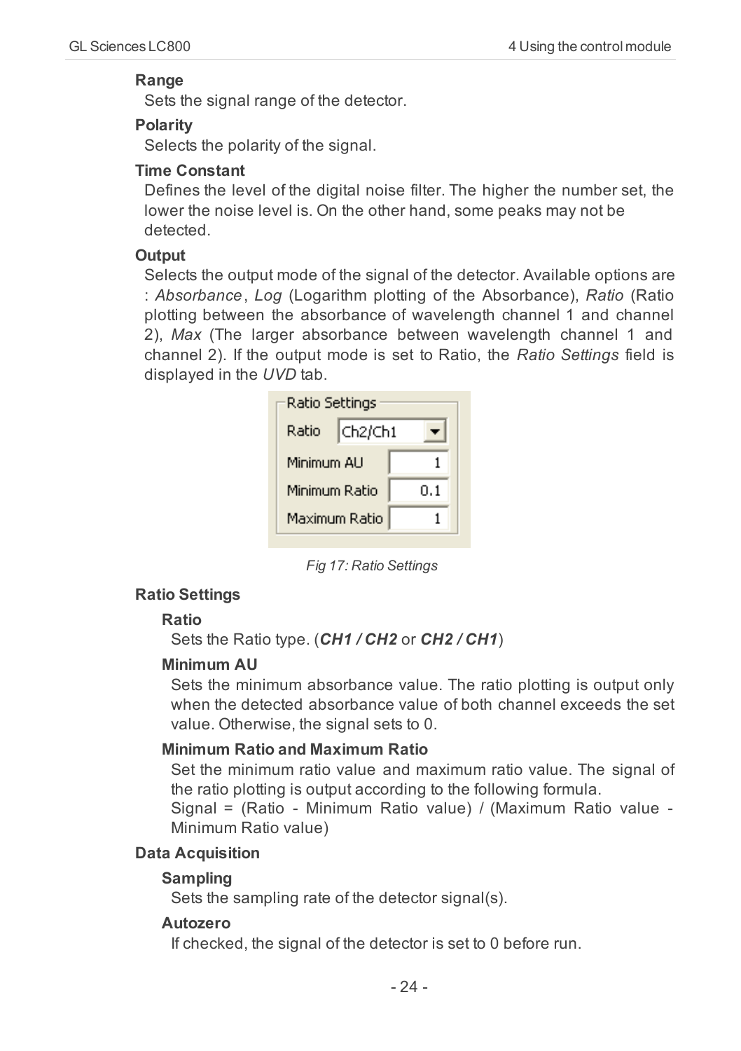**Range**

Sets the signal range of the detector.

**Polarity**

Selects the polarity of the signal.

**Time Constant**

Defines the level of the digital noise filter. The higher the number set, the lower the noise level is. On the other hand, some peaks may not be detected.

**Output**

Selects the output mode of the signal of the detector. Available options are : *Absorbance*, *Log* (Logarithm plotting of the Absorbance), *Ratio* (Ratio plotting between the absorbance of wavelength channel 1 and channel 2), *Max* (The larger absorbance between wavelength channel 1 and channel 2). If the output mode is set to Ratio, the *Ratio Settings* field is displayed in the *UVD* tab.

*Fig 17: Ratio Settings*

**Ratio Settings**

**Ratio**

Sets the Ratio type. (***CH1 / CH2*** or ***CH2 / CH1***)

**Minimum AU**

Sets the minimum absorbance value. The ratio plotting is output only when the detected absorbance value of both channel exceeds the set value. Otherwise, the signal sets to 0.

**Minimum Ratio and Maximum Ratio**

Set the minimum ratio value and maximum ratio value. The signal of the ratio plotting is output according to the following formula.
Signal = (Ratio - Minimum Ratio value) / (Maximum Ratio value - Minimum Ratio value)

**Data Acquisition**

**Sampling**

Sets the sampling rate of the detector signal(s).

**Autozero**

If checked, the signal of the detector is set to 0 before run.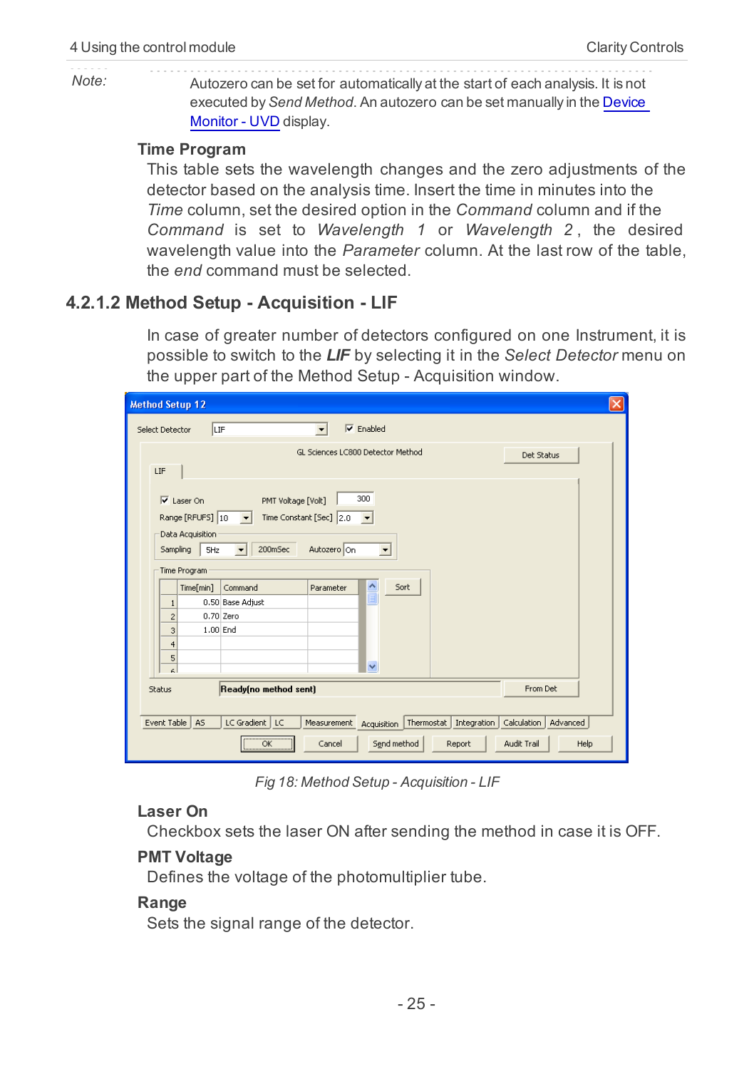*Note:* Autozero can be set for automatically at the start of each analysis. It is not executed by *Send Method*. An autozero can be set manually in the Device Monitor - UVD display.

**Time Program**

This table sets the wavelength changes and the zero adjustments of the detector based on the analysis time. Insert the time in minutes into the *Time* column, set the desired option in the *Command* column and if the *Command* is set to *Wavelength 1* or *Wavelength 2*, the desired wavelength value into the *Parameter* column. At the last row of the table, the *end* command must be selected.

### 4.2.1.2 Method Setup - Acquisition - LIF

In case of greater number of detectors configured on one Instrument, it is possible to switch to the ***LIF*** by selecting it in the *Select Detector* menu on the upper part of the Method Setup - Acquisition window.

*Fig 18: Method Setup - Acquisition - LIF*

**Laser On**

Checkbox sets the laser ON after sending the method in case it is OFF.

**PMT Voltage**

Defines the voltage of the photomultiplier tube.

**Range**

Sets the signal range of the detector.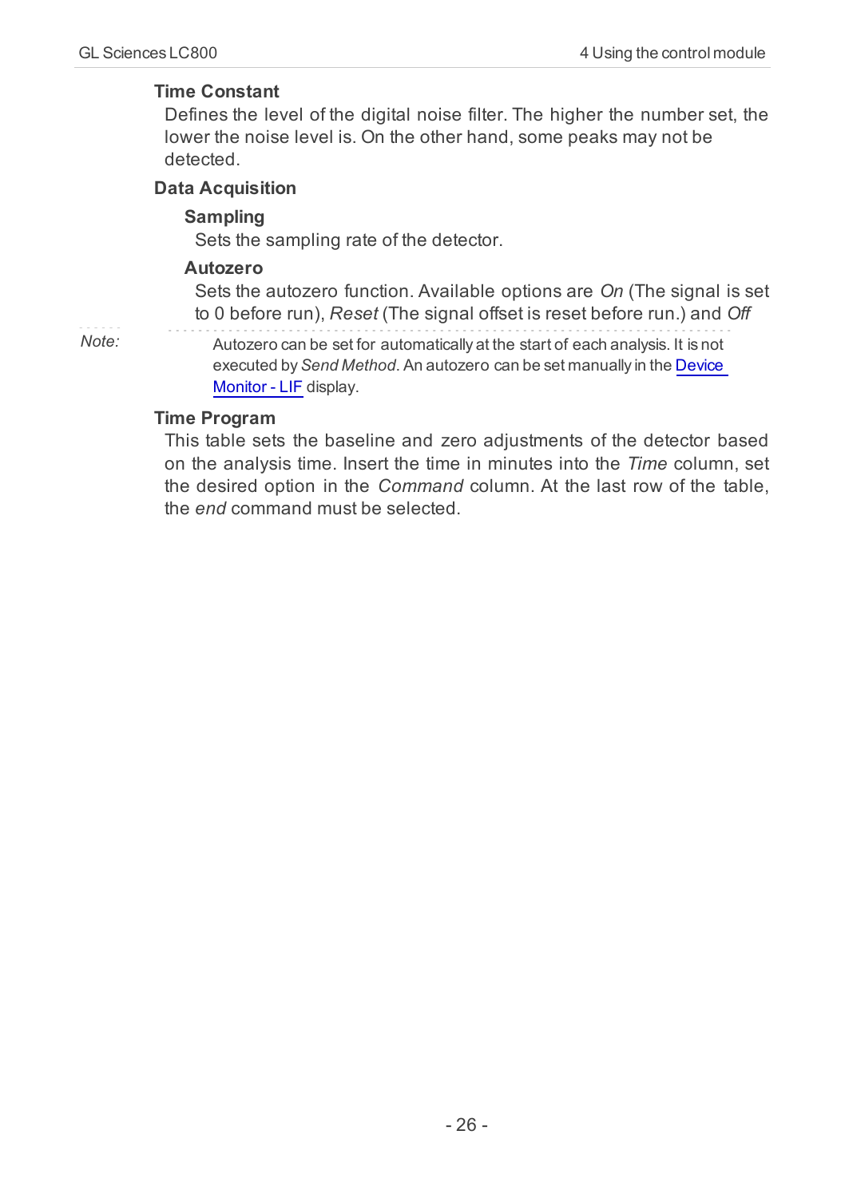**Time Constant**

Defines the level of the digital noise filter. The higher the number set, the lower the noise level is. On the other hand, some peaks may not be detected.

**Data Acquisition**

**Sampling**

Sets the sampling rate of the detector.

**Autozero**

Sets the autozero function. Available options are *On* (The signal is set to 0 before run), *Reset* (The signal offset is reset before run.) and *Off*

*Note:* Autozero can be set for automatically at the start of each analysis. It is not executed by *Send Method*. An autozero can be set manually in the Device Monitor - LIF display.

**Time Program**

This table sets the baseline and zero adjustments of the detector based on the analysis time. Insert the time in minutes into the *Time* column, set the desired option in the *Command* column. At the last row of the table, the *end* command must be selected.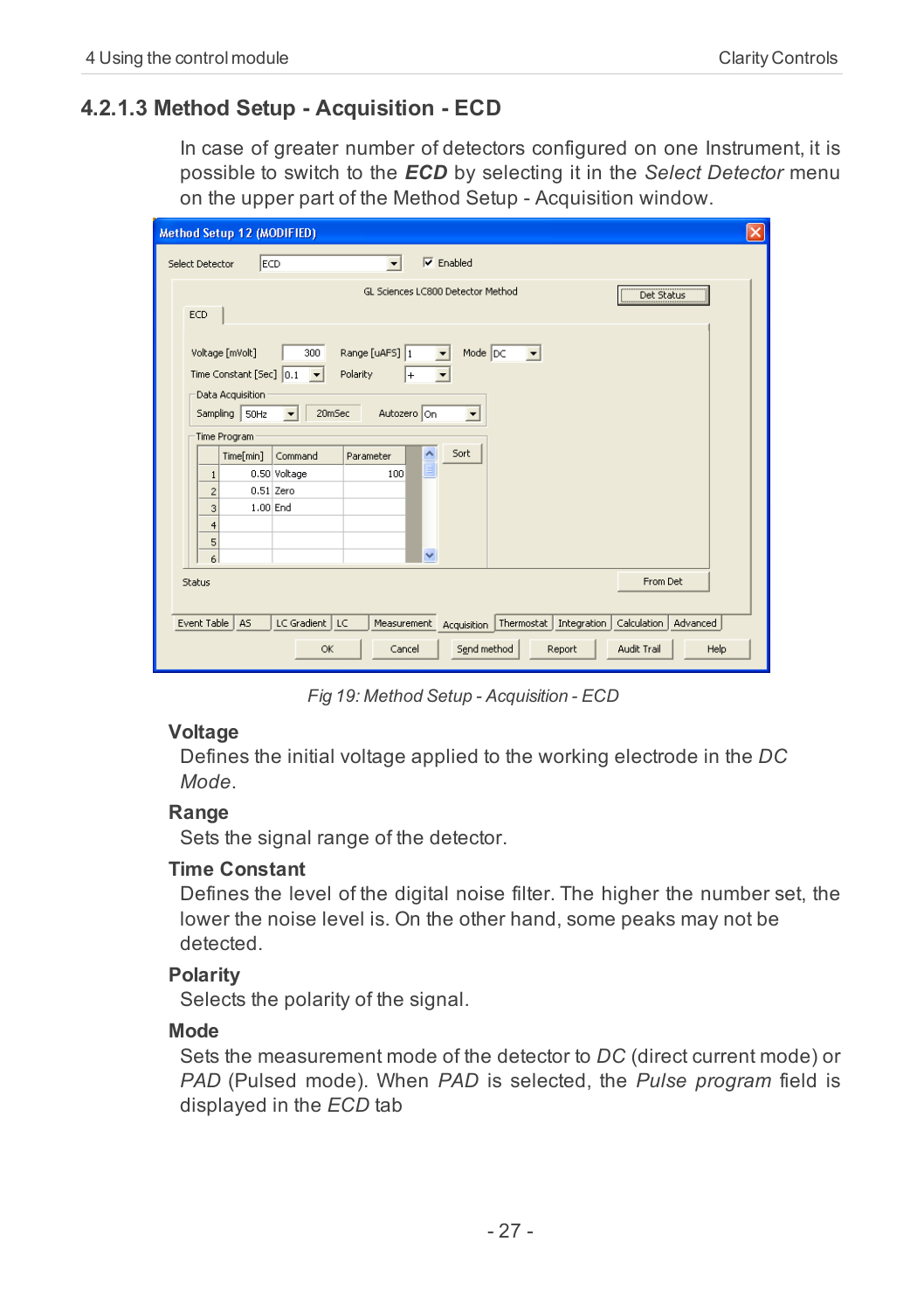### 4.2.1.3 Method Setup - Acquisition - ECD

In case of greater number of detectors configured on one Instrument, it is possible to switch to the ***ECD*** by selecting it in the *Select Detector* menu on the upper part of the Method Setup - Acquisition window.

*Fig 19: Method Setup - Acquisition - ECD*

**Voltage**

Defines the initial voltage applied to the working electrode in the *DC Mode*.

**Range**

Sets the signal range of the detector.

**Time Constant**

Defines the level of the digital noise filter. The higher the number set, the lower the noise level is. On the other hand, some peaks may not be detected.

**Polarity**

Selects the polarity of the signal.

**Mode**

Sets the measurement mode of the detector to *DC* (direct current mode) or *PAD* (Pulsed mode). When *PAD* is selected, the *Pulse program* field is displayed in the *ECD* tab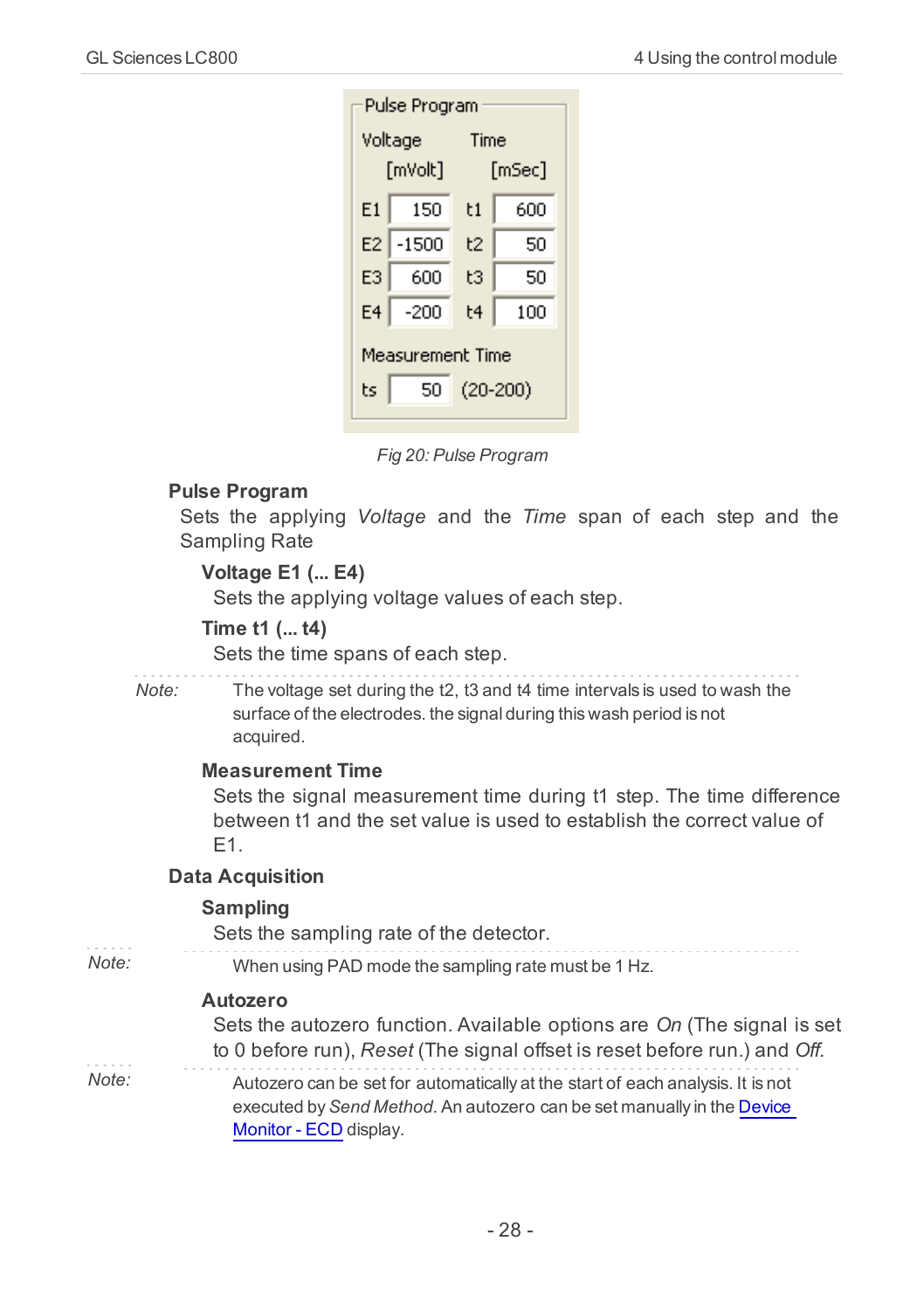| Pulse Program | | | |
|---|---|---|---|
| Voltage [mVolt] | | Time [mSec] | |
| E1 | 150 | t1 | 600 |
| E2 | -1500 | t2 | 50 |
| E3 | 600 | t3 | 50 |
| E4 | -200 | t4 | 100 |
| Measurement Time | | | |
| ts | 50 | (20-200) | |

*Fig 20: Pulse Program*

### Pulse Program

Sets the applying *Voltage* and the *Time* span of each step and the Sampling Rate

#### Voltage E1 (... E4)

Sets the applying voltage values of each step.

#### Time t1 (... t4)

Sets the time spans of each step.

*Note:* The voltage set during the t2, t3 and t4 time intervals is used to wash the surface of the electrodes. the signal during this wash period is not acquired.

#### Measurement Time

Sets the signal measurement time during t1 step. The time difference between t1 and the set value is used to establish the correct value of E1.

### Data Acquisition

#### Sampling

Sets the sampling rate of the detector.

*Note:* When using PAD mode the sampling rate must be 1 Hz.

#### Autozero

Sets the autozero function. Available options are *On* (The signal is set to 0 before run), *Reset* (The signal offset is reset before run.) and *Off*.

*Note:* Autozero can be set for automatically at the start of each analysis. It is not executed by *Send Method*. An autozero can be set manually in the Device Monitor - ECD display.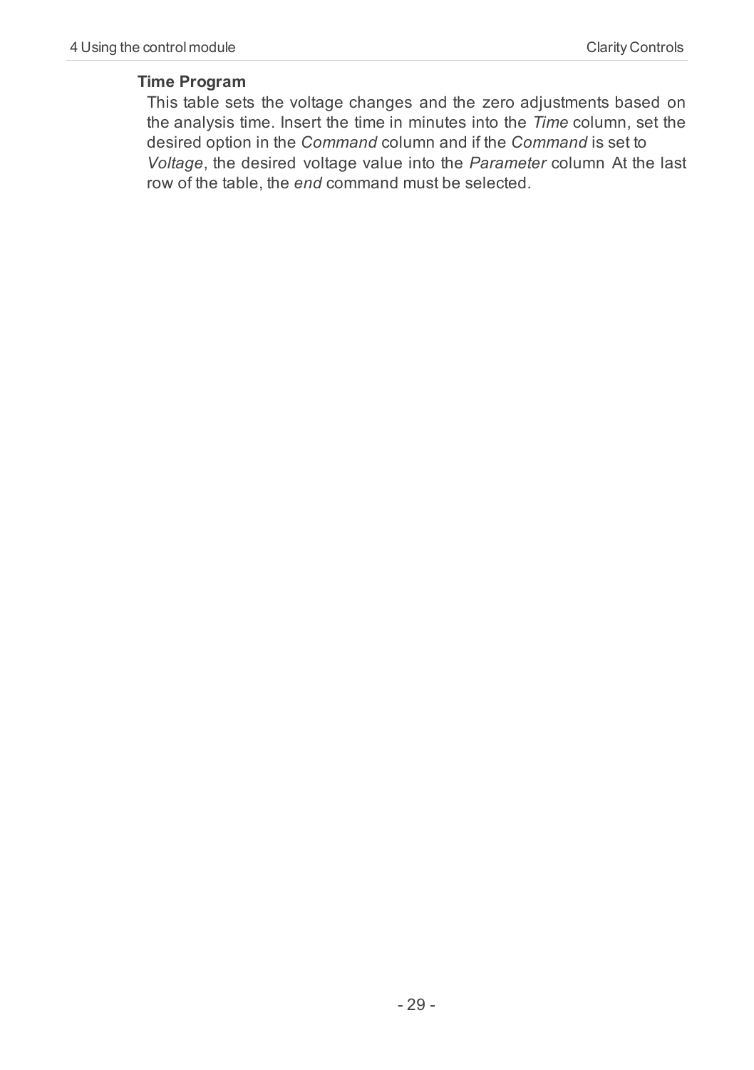**Time Program**

This table sets the voltage changes and the zero adjustments based on the analysis time. Insert the time in minutes into the *Time* column, set the desired option in the *Command* column and if the *Command* is set to *Voltage*, the desired voltage value into the *Parameter* column At the last row of the table, the *end* command must be selected.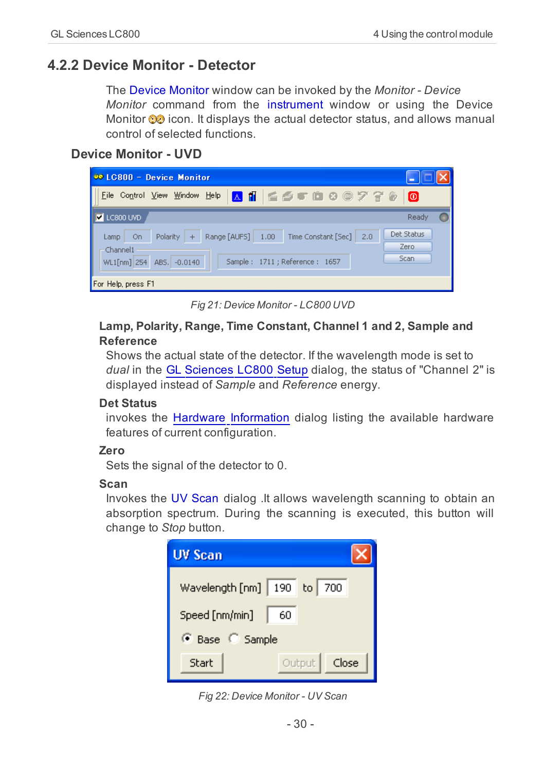## 4.2.2 Device Monitor - Detector

The Device Monitor window can be invoked by the *Monitor - Device Monitor* command from the instrument window or using the Device Monitor icon. It displays the actual detector status, and allows manual control of selected functions.

### Device Monitor - UVD

Fig 21: Device Monitor - LC800 UVD

**Lamp, Polarity, Range, Time Constant, Channel 1 and 2, Sample and Reference**

Shows the actual state of the detector. If the wavelength mode is set to *dual* in the GL Sciences LC800 Setup dialog, the status of "Channel 2" is displayed instead of *Sample* and *Reference* energy.

**Det Status**

invokes the Hardware Information dialog listing the available hardware features of current configuration.

**Zero**

Sets the signal of the detector to 0.

**Scan**

Invokes the UV Scan dialog .It allows wavelength scanning to obtain an absorption spectrum. During the scanning is executed, this button will change to *Stop* button.

Fig 22: Device Monitor - UV Scan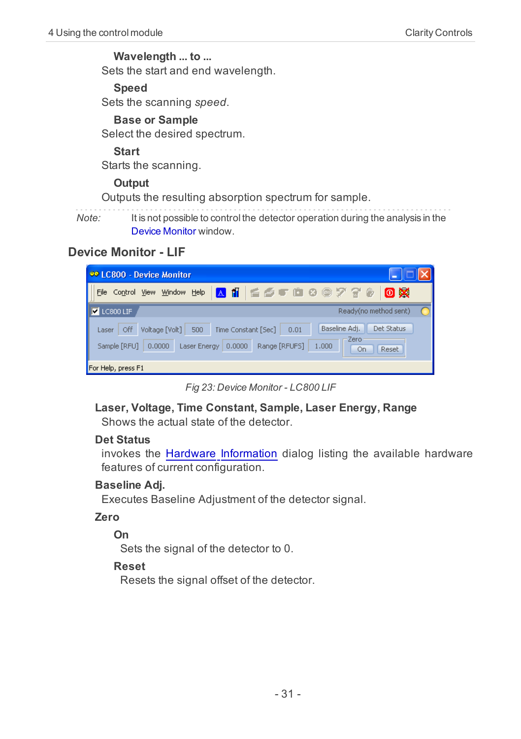**Wavelength ... to ...**

Sets the start and end wavelength.

**Speed**

Sets the scanning *speed*.

**Base or Sample**

Select the desired spectrum.

**Start**

Starts the scanning.

**Output**

Outputs the resulting absorption spectrum for sample.

*Note:* It is not possible to control the detector operation during the analysis in the Device Monitor window.

## Device Monitor - LIF

*Fig 23: Device Monitor - LC800 LIF*

**Laser, Voltage, Time Constant, Sample, Laser Energy, Range**

Shows the actual state of the detector.

**Det Status**

invokes the Hardware Information dialog listing the available hardware features of current configuration.

**Baseline Adj.**

Executes Baseline Adjustment of the detector signal.

**Zero**

**On**

Sets the signal of the detector to 0.

**Reset**

Resets the signal offset of the detector.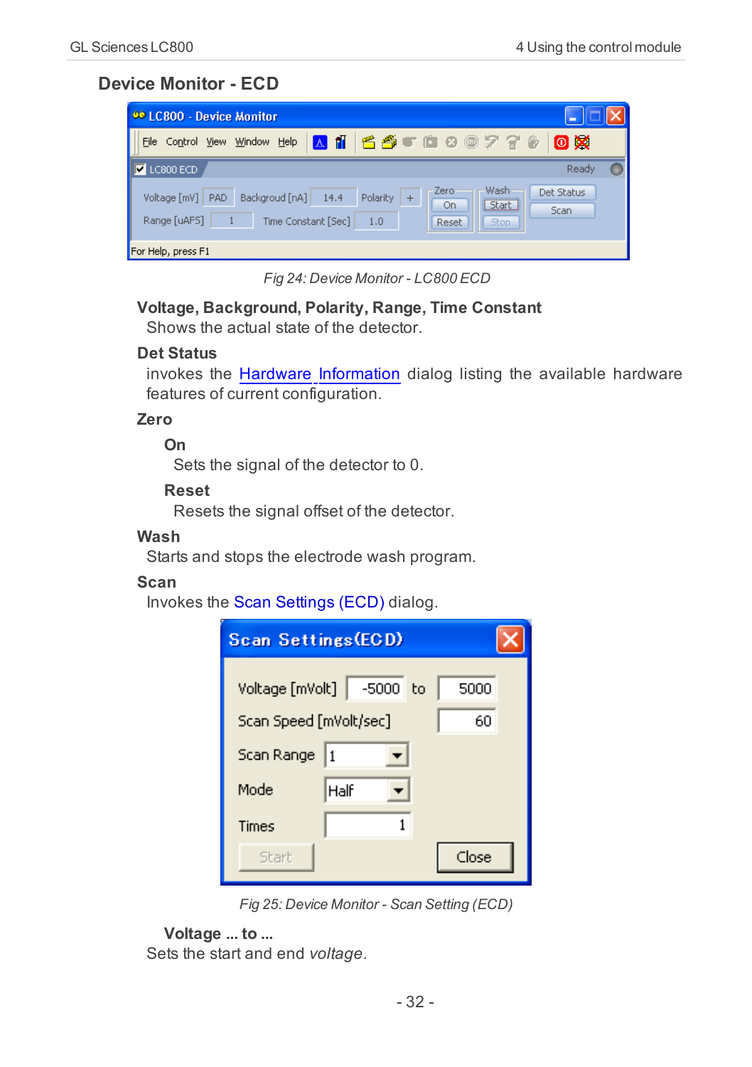## Device Monitor - ECD

Fig 24: Device Monitor - LC800 ECD

**Voltage, Background, Polarity, Range, Time Constant**

Shows the actual state of the detector.

**Det Status**

invokes the Hardware Information dialog listing the available hardware features of current configuration.

**Zero**

**On**

Sets the signal of the detector to 0.

**Reset**

Resets the signal offset of the detector.

**Wash**

Starts and stops the electrode wash program.

**Scan**

Invokes the Scan Settings (ECD) dialog.

Fig 25: Device Monitor - Scan Setting (ECD)

**Voltage ... to ...**

Sets the start and end *voltage*.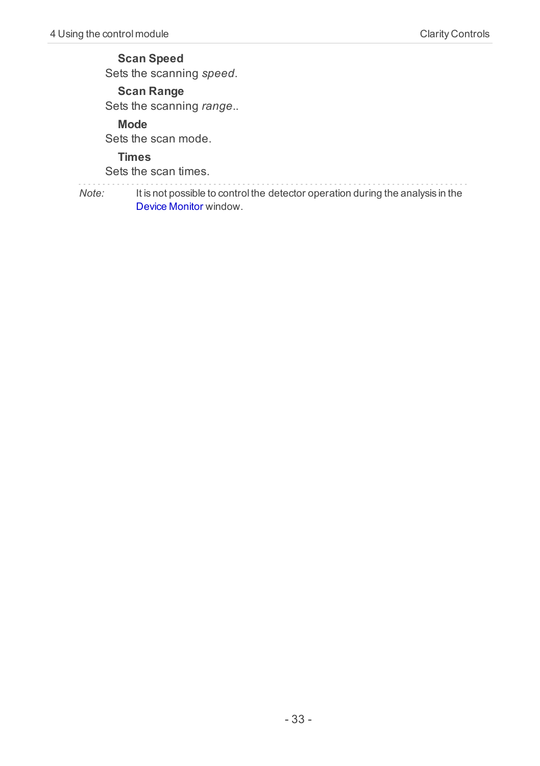**Scan Speed**

Sets the scanning *speed*.

**Scan Range**

Sets the scanning *range*..

**Mode**

Sets the scan mode.

**Times**

Sets the scan times.

---

*Note:* It is not possible to control the detector operation during the analysis in the Device Monitor window.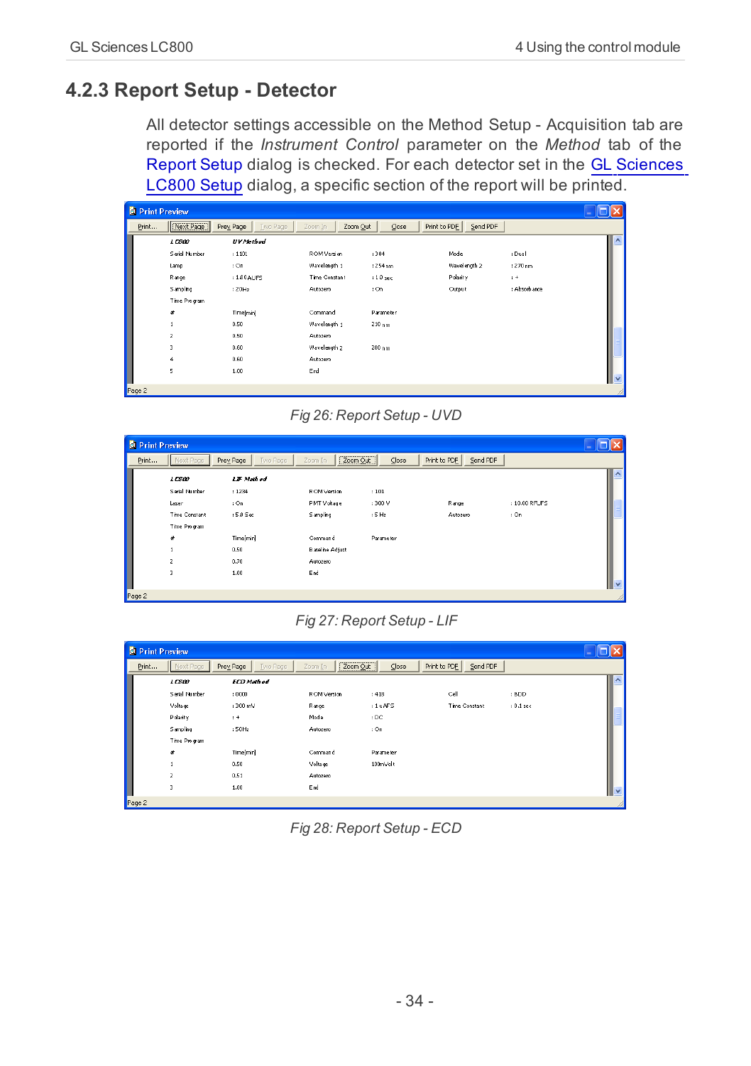## 4.2.3 Report Setup - Detector

All detector settings accessible on the Method Setup - Acquisition tab are reported if the *Instrument Control* parameter on the *Method* tab of the Report Setup dialog is checked. For each detector set in the GL Sciences LC800 Setup dialog, a specific section of the report will be printed.

Fig 26: Report Setup - UVD

Fig 27: Report Setup - LIF

Fig 28: Report Setup - ECD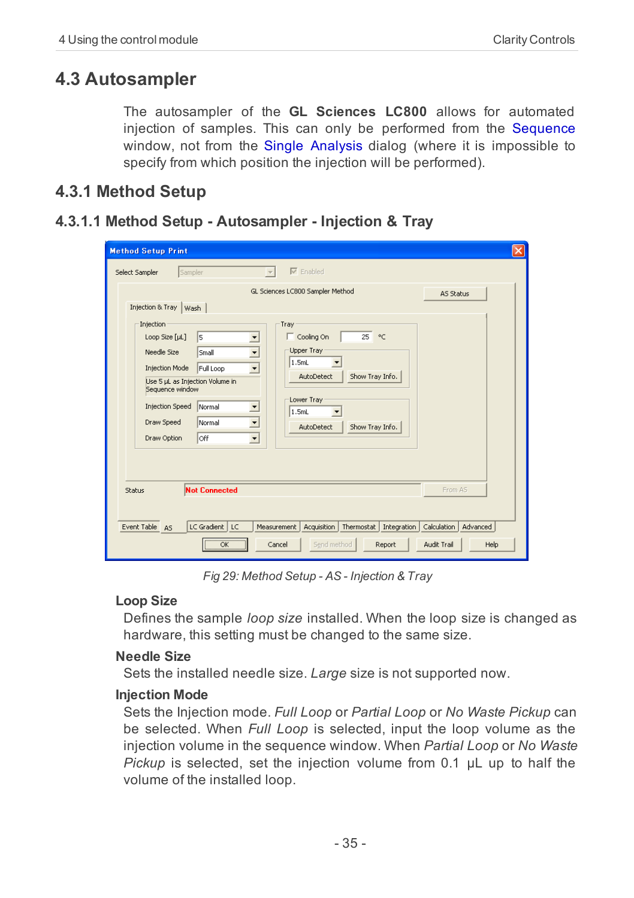## 4.3 Autosampler

The autosampler of the **GL Sciences LC800** allows for automated injection of samples. This can only be performed from the Sequence window, not from the Single Analysis dialog (where it is impossible to specify from which position the injection will be performed).

### 4.3.1 Method Setup

#### 4.3.1.1 Method Setup - Autosampler - Injection & Tray

*Fig 29: Method Setup - AS - Injection & Tray*

**Loop Size**

Defines the sample *loop size* installed. When the loop size is changed as hardware, this setting must be changed to the same size.

**Needle Size**

Sets the installed needle size. *Large* size is not supported now.

**Injection Mode**

Sets the Injection mode. *Full Loop* or *Partial Loop* or *No Waste Pickup* can be selected. When *Full Loop* is selected, input the loop volume as the injection volume in the sequence window. When *Partial Loop* or *No Waste Pickup* is selected, set the injection volume from 0.1 µL up to half the volume of the installed loop.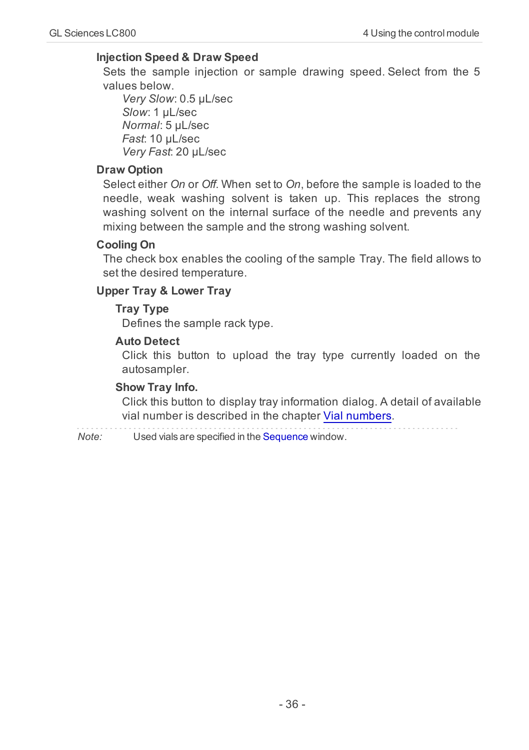**Injection Speed & Draw Speed**

Sets the sample injection or sample drawing speed. Select from the 5 values below.

*Very Slow*: 0.5 µL/sec
*Slow*: 1 µL/sec
*Normal*: 5 µL/sec
*Fast*: 10 µL/sec
*Very Fast*: 20 µL/sec

**Draw Option**

Select either *On* or *Off*. When set to *On*, before the sample is loaded to the needle, weak washing solvent is taken up. This replaces the strong washing solvent on the internal surface of the needle and prevents any mixing between the sample and the strong washing solvent.

**Cooling On**

The check box enables the cooling of the sample Tray. The field allows to set the desired temperature.

**Upper Tray & Lower Tray**

**Tray Type**

Defines the sample rack type.

**Auto Detect**

Click this button to upload the tray type currently loaded on the autosampler.

**Show Tray Info.**

Click this button to display tray information dialog. A detail of available vial number is described in the chapter Vial numbers.

---

*Note:* Used vials are specified in the Sequence window.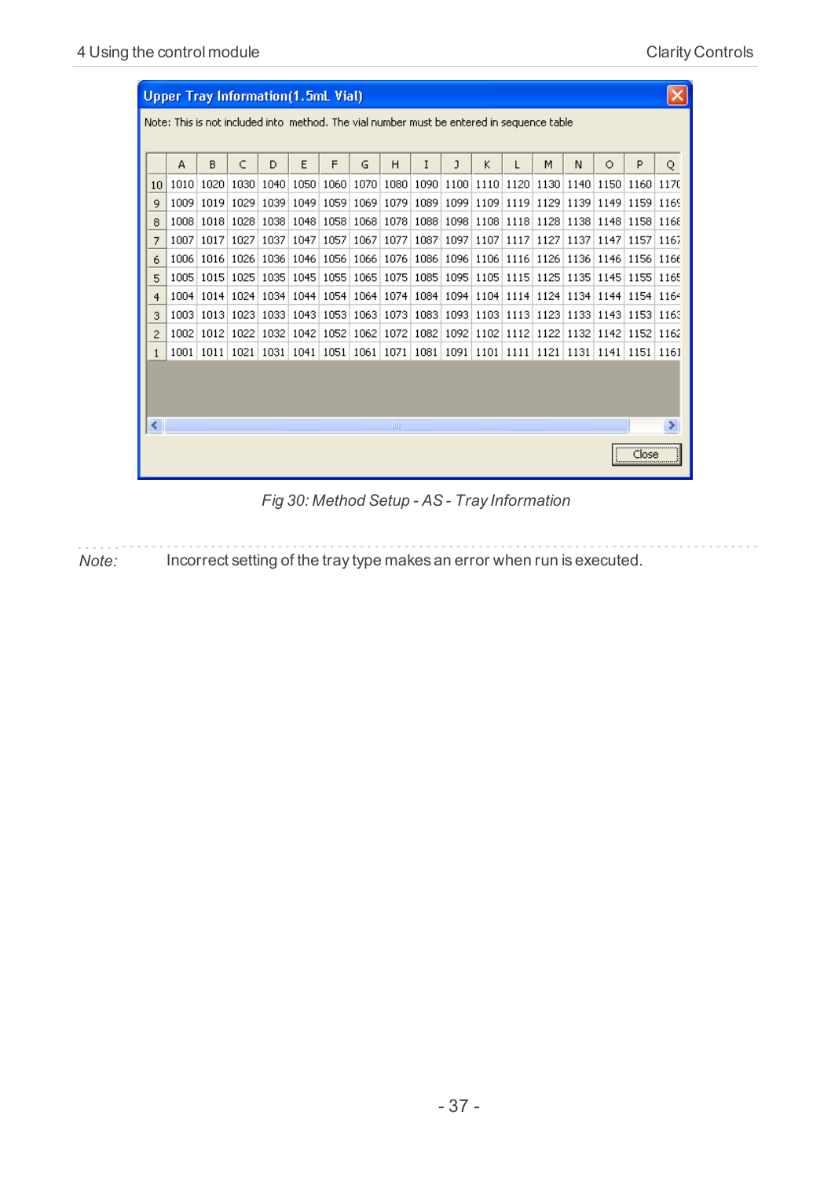**Upper Tray Information(1.5mL Vial)**

Note: This is not included into method. The vial number must be entered in sequence table

| | A | B | C | D | E | F | G | H | I | J | K | L | M | N | O | P | Q |
|---|---|---|---|---|---|---|---|---|---|---|---|---|---|---|---|---|---|
| 10 | 1010 | 1020 | 1030 | 1040 | 1050 | 1060 | 1070 | 1080 | 1090 | 1100 | 1110 | 1120 | 1130 | 1140 | 1150 | 1160 | 1170 |
| 9 | 1009 | 1019 | 1029 | 1039 | 1049 | 1059 | 1069 | 1079 | 1089 | 1099 | 1109 | 1119 | 1129 | 1139 | 1149 | 1159 | 1169 |
| 8 | 1008 | 1018 | 1028 | 1038 | 1048 | 1058 | 1068 | 1078 | 1088 | 1098 | 1108 | 1118 | 1128 | 1138 | 1148 | 1158 | 1168 |
| 7 | 1007 | 1017 | 1027 | 1037 | 1047 | 1057 | 1067 | 1077 | 1087 | 1097 | 1107 | 1117 | 1127 | 1137 | 1147 | 1157 | 1167 |
| 6 | 1006 | 1016 | 1026 | 1036 | 1046 | 1056 | 1066 | 1076 | 1086 | 1096 | 1106 | 1116 | 1126 | 1136 | 1146 | 1156 | 1166 |
| 5 | 1005 | 1015 | 1025 | 1035 | 1045 | 1055 | 1065 | 1075 | 1085 | 1095 | 1105 | 1115 | 1125 | 1135 | 1145 | 1155 | 1165 |
| 4 | 1004 | 1014 | 1024 | 1034 | 1044 | 1054 | 1064 | 1074 | 1084 | 1094 | 1104 | 1114 | 1124 | 1134 | 1144 | 1154 | 1164 |
| 3 | 1003 | 1013 | 1023 | 1033 | 1043 | 1053 | 1063 | 1073 | 1083 | 1093 | 1103 | 1113 | 1123 | 1133 | 1143 | 1153 | 1163 |
| 2 | 1002 | 1012 | 1022 | 1032 | 1042 | 1052 | 1062 | 1072 | 1082 | 1092 | 1102 | 1112 | 1122 | 1132 | 1142 | 1152 | 1162 |
| 1 | 1001 | 1011 | 1021 | 1031 | 1041 | 1051 | 1061 | 1071 | 1081 | 1091 | 1101 | 1111 | 1121 | 1131 | 1141 | 1151 | 1161 |

Close

*Fig 30: Method Setup - AS - Tray Information*

*Note:* Incorrect setting of the tray type makes an error when run is executed.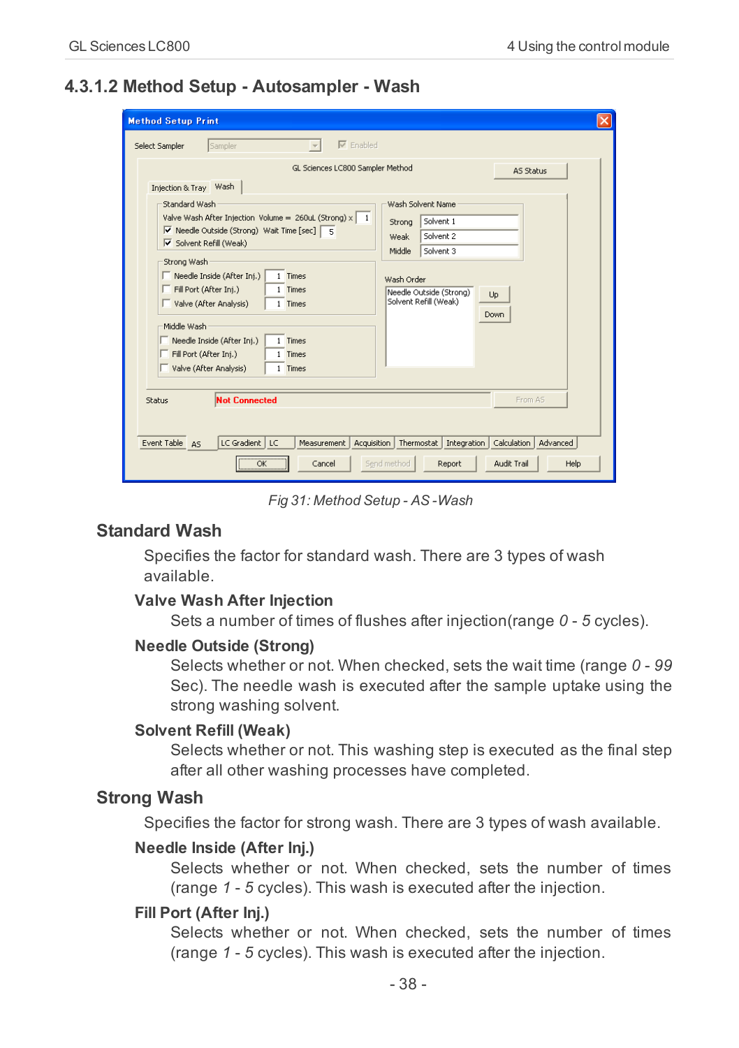## 4.3.1.2 Method Setup - Autosampler - Wash

*Fig 31: Method Setup - AS -Wash*

### Standard Wash

Specifies the factor for standard wash. There are 3 types of wash available.

#### Valve Wash After Injection

Sets a number of times of flushes after injection(range *0* - *5* cycles).

#### Needle Outside (Strong)

Selects whether or not. When checked, sets the wait time (range *0* - *99* Sec). The needle wash is executed after the sample uptake using the strong washing solvent.

#### Solvent Refill (Weak)

Selects whether or not. This washing step is executed as the final step after all other washing processes have completed.

### Strong Wash

Specifies the factor for strong wash. There are 3 types of wash available.

#### Needle Inside (After Inj.)

Selects whether or not. When checked, sets the number of times (range *1* - *5* cycles). This wash is executed after the injection.

#### Fill Port (After Inj.)

Selects whether or not. When checked, sets the number of times (range *1* - *5* cycles). This wash is executed after the injection.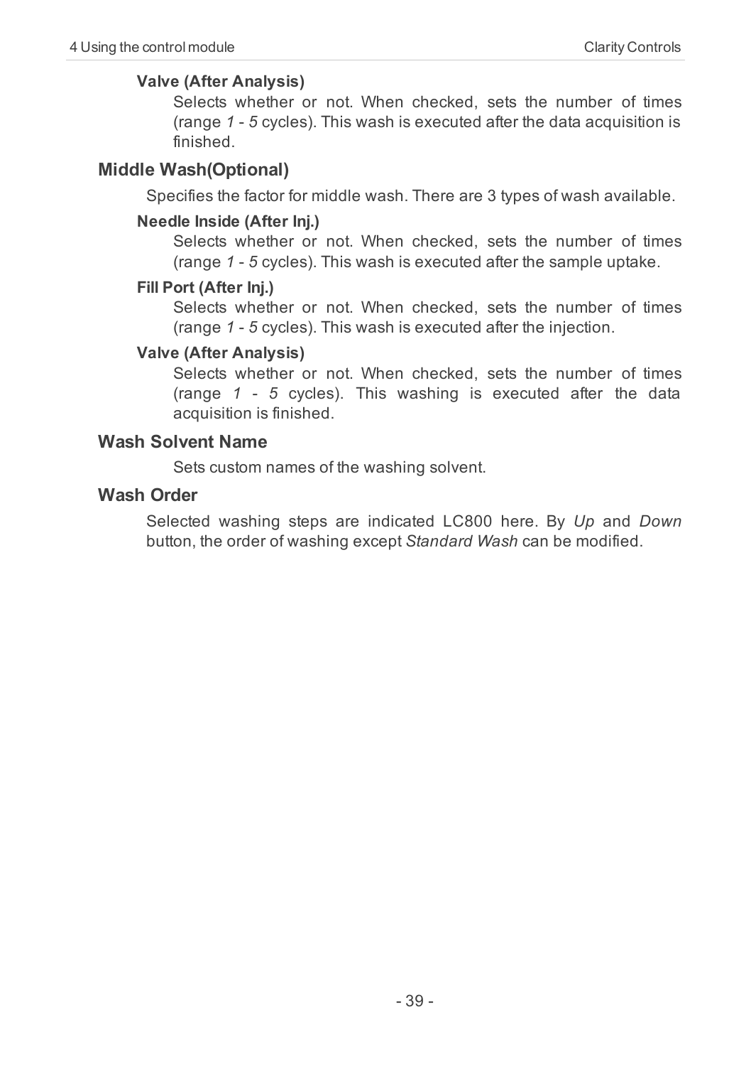#### Valve (After Analysis)

Selects whether or not. When checked, sets the number of times (range *1* - *5* cycles). This wash is executed after the data acquisition is finished.

### Middle Wash(Optional)

Specifies the factor for middle wash. There are 3 types of wash available.

#### Needle Inside (After Inj.)

Selects whether or not. When checked, sets the number of times (range *1* - *5* cycles). This wash is executed after the sample uptake.

#### Fill Port (After Inj.)

Selects whether or not. When checked, sets the number of times (range *1* - *5* cycles). This wash is executed after the injection.

#### Valve (After Analysis)

Selects whether or not. When checked, sets the number of times (range *1* - *5* cycles). This washing is executed after the data acquisition is finished.

### Wash Solvent Name

Sets custom names of the washing solvent.

### Wash Order

Selected washing steps are indicated LC800 here. By *Up* and *Down* button, the order of washing except *Standard Wash* can be modified.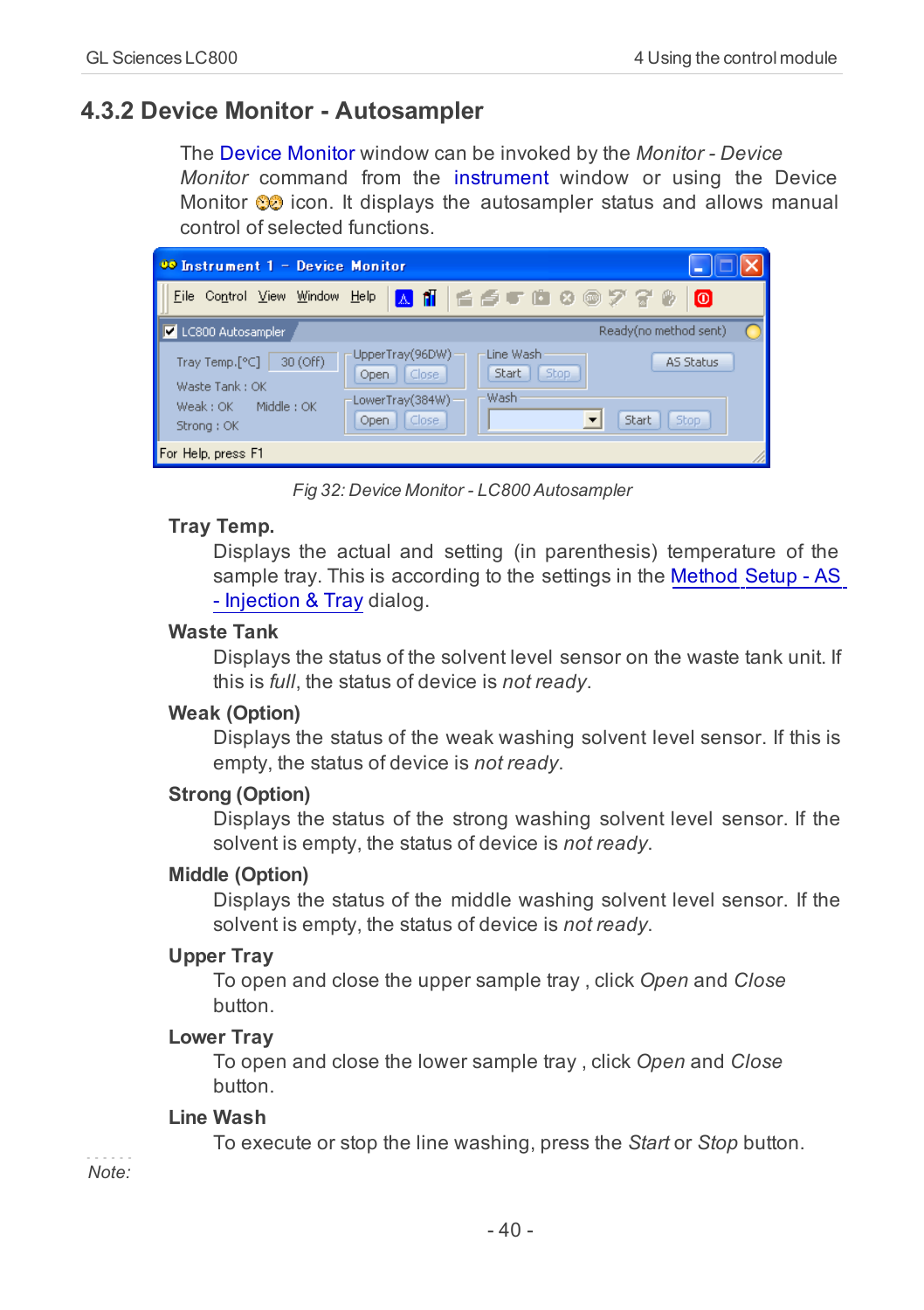## 4.3.2 Device Monitor - Autosampler

The Device Monitor window can be invoked by the *Monitor - Device Monitor* command from the instrument window or using the Device Monitor icon. It displays the autosampler status and allows manual control of selected functions.

*Fig 32: Device Monitor - LC800 Autosampler*

**Tray Temp.**

Displays the actual and setting (in parenthesis) temperature of the sample tray. This is according to the settings in the Method Setup - AS - Injection & Tray dialog.

**Waste Tank**

Displays the status of the solvent level sensor on the waste tank unit. If this is *full*, the status of device is *not ready*.

**Weak (Option)**

Displays the status of the weak washing solvent level sensor. If this is empty, the status of device is *not ready*.

**Strong (Option)**

Displays the status of the strong washing solvent level sensor. If the solvent is empty, the status of device is *not ready*.

**Middle (Option)**

Displays the status of the middle washing solvent level sensor. If the solvent is empty, the status of device is *not ready*.

**Upper Tray**

To open and close the upper sample tray , click *Open* and *Close* button.

**Lower Tray**

To open and close the lower sample tray , click *Open* and *Close* button.

**Line Wash**

To execute or stop the line washing, press the *Start* or *Stop* button.

*Note:*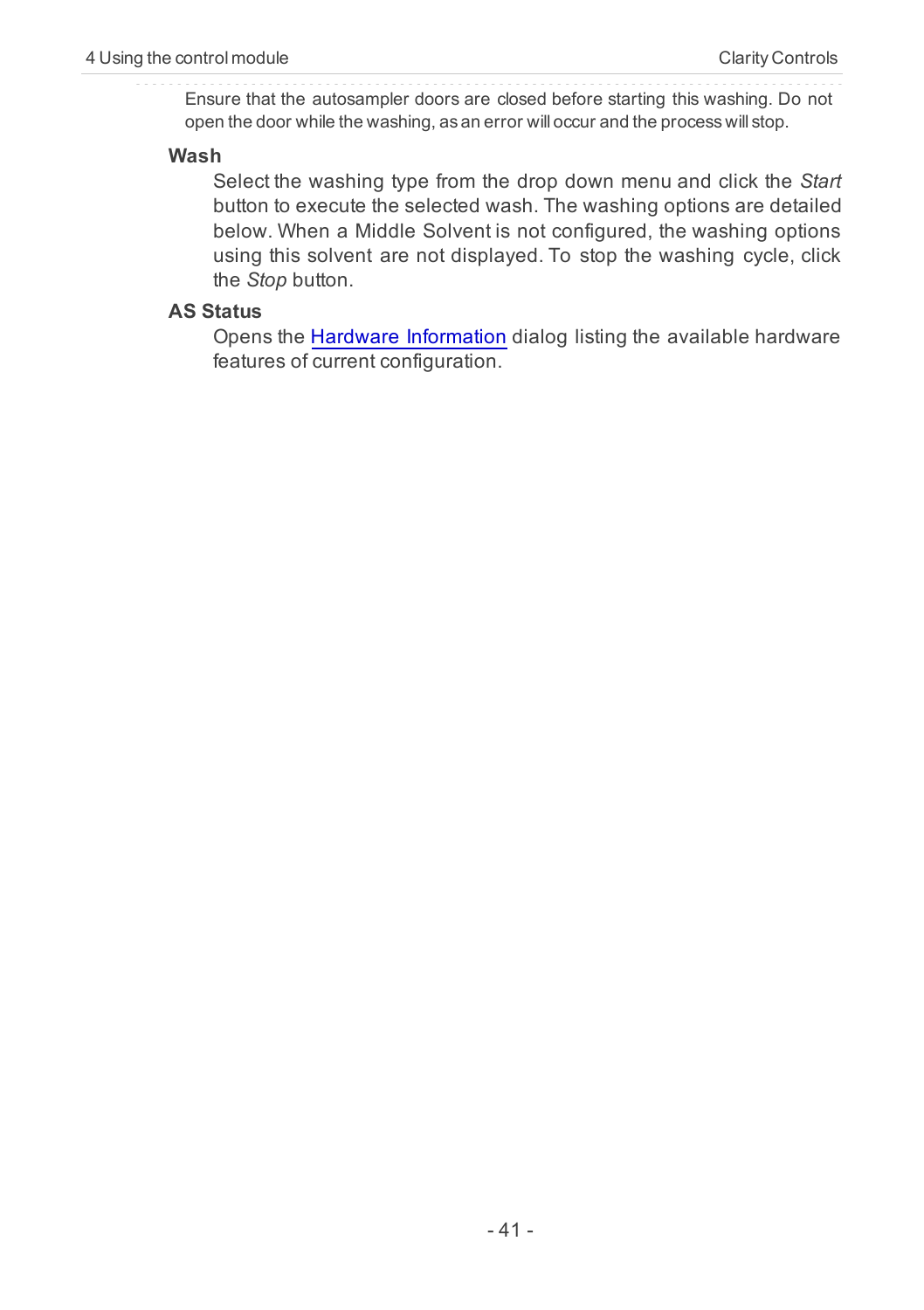Ensure that the autosampler doors are closed before starting this washing. Do not open the door while the washing, as an error will occur and the process will stop.

**Wash**

Select the washing type from the drop down menu and click the *Start* button to execute the selected wash. The washing options are detailed below. When a Middle Solvent is not configured, the washing options using this solvent are not displayed. To stop the washing cycle, click the *Stop* button.

**AS Status**

Opens the Hardware Information dialog listing the available hardware features of current configuration.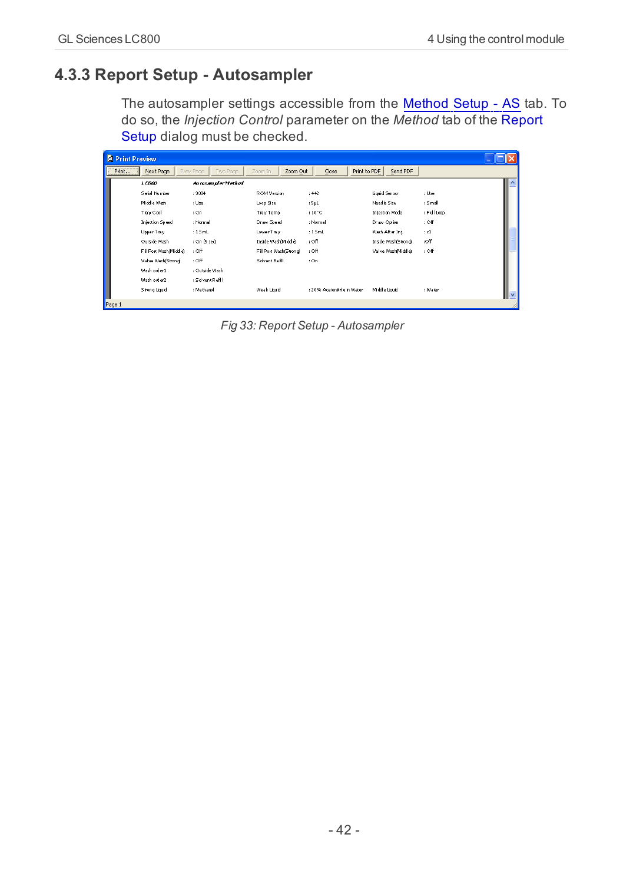## 4.3.3 Report Setup - Autosampler

The autosampler settings accessible from the Method Setup - AS tab. To do so, the *Injection Control* parameter on the *Method* tab of the Report Setup dialog must be checked.

| LC800 | Autosampler Method | | | | |
|---|---|---|---|---|---|
| Serial Number | : 9004 | ROM Version | : 442 | Liquid Sensor | : Use |
| Middle Wash | : Use | Loop Size | : 5µL | Needle Size | : Small |
| Tray Cool | : On | Tray Temp | : 10°C | Injection Mode | : Full Loop |
| Injection Speed | : Normal | Draw Speed | : Normal | Draw Option | : Off |
| Upper Tray | : 1.5mL | Lower Tray | : 1.5mL | Wash After Inj | : x1 |
| Outside Wash | : On (5 sec) | Inside Wash(Middle) | : Off | Inside Wash(Strong) | : Off |
| Fill Port Wash(Middle) | : Off | Fill Port Wash(Strong) | : Off | Valve Wash(Middle) | : Off |
| Valve Wash(Strong) | : Off | Solvent Refill | : On | | |
| Wash order1 | : Outside Wash | | | | |
| Wash order2 | : Solvent Refill | | | | |
| Strong Liquid | : Methanol | Weak Liquid | : 20% Acetonitrile in Water | Middle Liquid | : Water |

*Fig 33: Report Setup - Autosampler*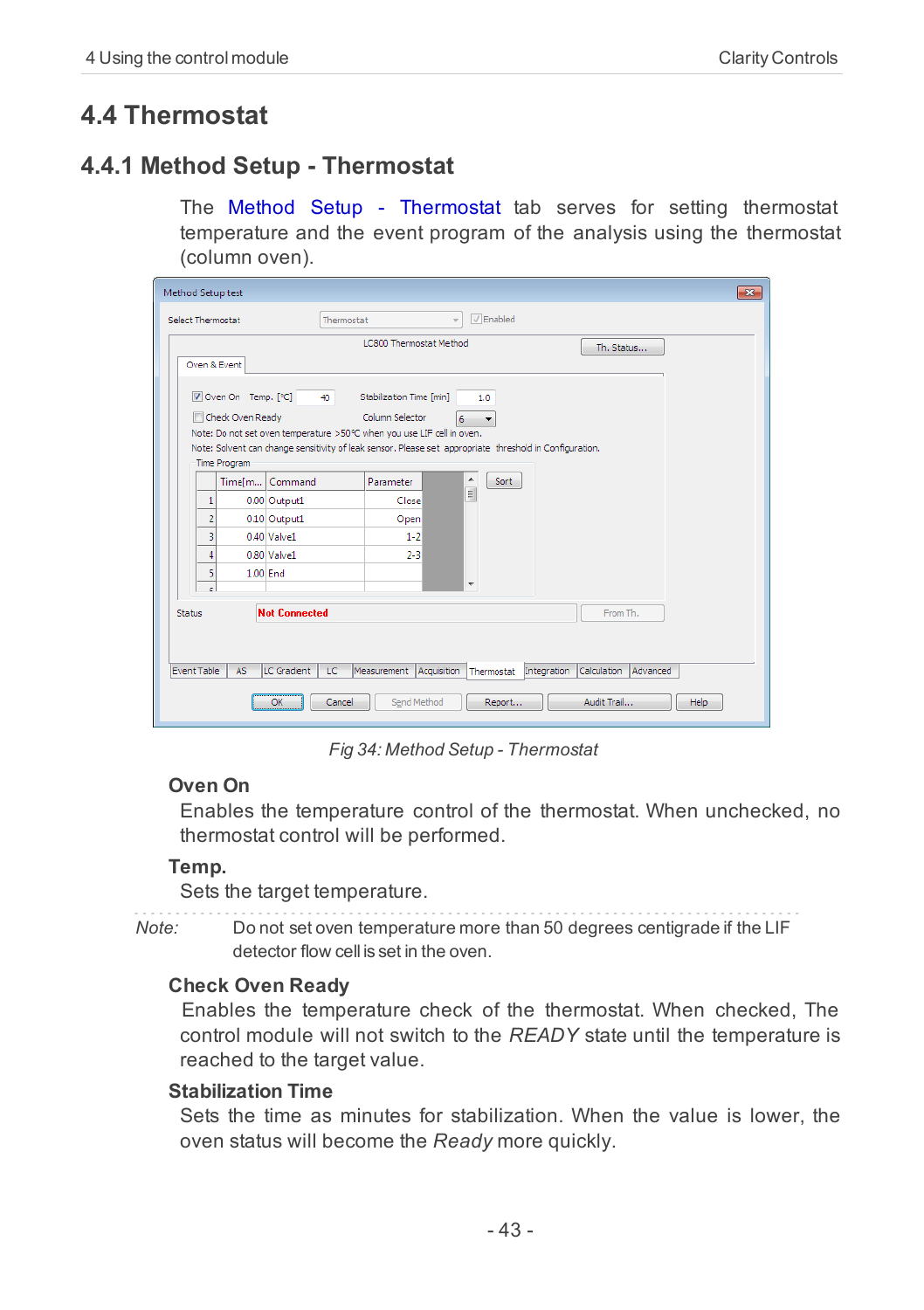## 4.4 Thermostat

### 4.4.1 Method Setup - Thermostat

The Method Setup - Thermostat tab serves for setting thermostat temperature and the event program of the analysis using the thermostat (column oven).

*Fig 34: Method Setup - Thermostat*

**Oven On**

Enables the temperature control of the thermostat. When unchecked, no thermostat control will be performed.

**Temp.**

Sets the target temperature.

*Note:* Do not set oven temperature more than 50 degrees centigrade if the LIF detector flow cell is set in the oven.

**Check Oven Ready**

Enables the temperature check of the thermostat. When checked, The control module will not switch to the *READY* state until the temperature is reached to the target value.

**Stabilization Time**

Sets the time as minutes for stabilization. When the value is lower, the oven status will become the *Ready* more quickly.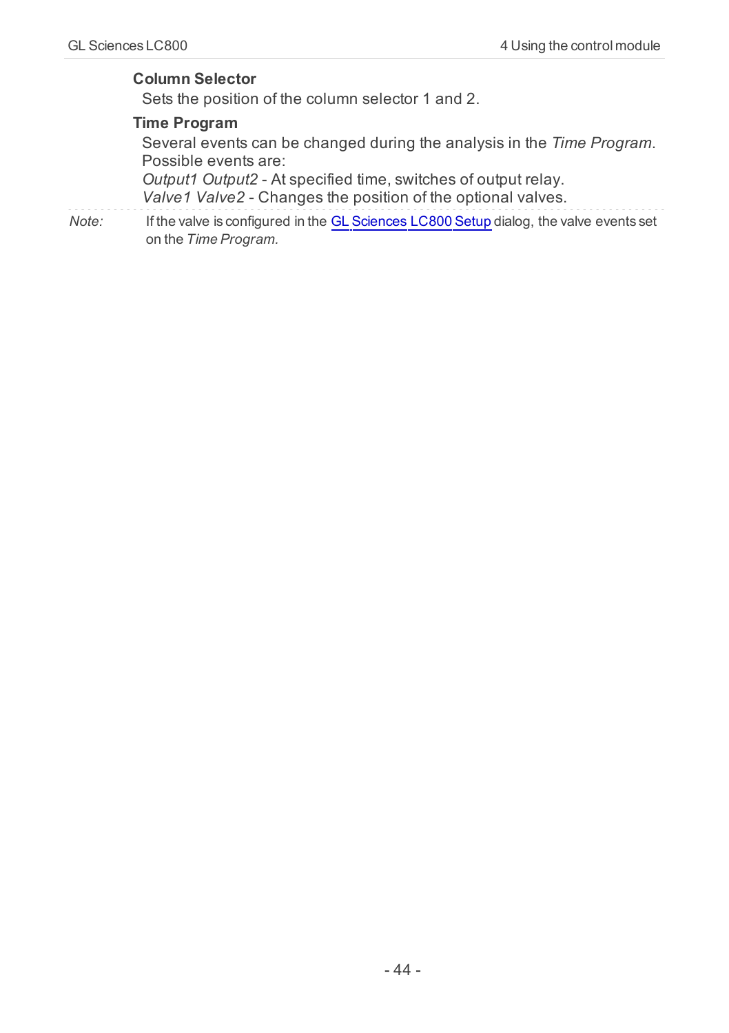**Column Selector**

Sets the position of the column selector 1 and 2.

**Time Program**

Several events can be changed during the analysis in the *Time Program*. Possible events are:

*Output1 Output2* - At specified time, switches of output relay.

*Valve1 Valve2* - Changes the position of the optional valves.

*Note:* If the valve is configured in the GL Sciences LC800 Setup dialog, the valve events set on the *Time Program.*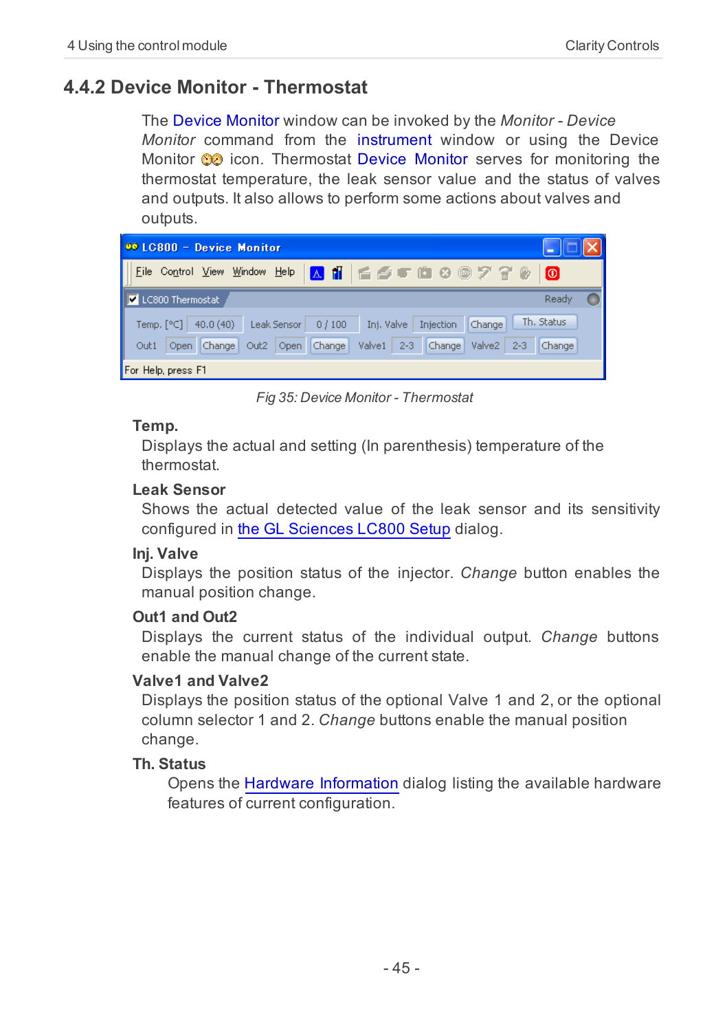## 4.4.2 Device Monitor - Thermostat

The Device Monitor window can be invoked by the *Monitor - Device Monitor* command from the instrument window or using the Device Monitor icon. Thermostat Device Monitor serves for monitoring the thermostat temperature, the leak sensor value and the status of valves and outputs. It also allows to perform some actions about valves and outputs.

*Fig 35: Device Monitor - Thermostat*

**Temp.**

Displays the actual and setting (In parenthesis) temperature of the thermostat.

**Leak Sensor**

Shows the actual detected value of the leak sensor and its sensitivity configured in the GL Sciences LC800 Setup dialog.

**Inj. Valve**

Displays the position status of the injector. *Change* button enables the manual position change.

**Out1 and Out2**

Displays the current status of the individual output. *Change* buttons enable the manual change of the current state.

**Valve1 and Valve2**

Displays the position status of the optional Valve 1 and 2, or the optional column selector 1 and 2. *Change* buttons enable the manual position change.

**Th. Status**

Opens the Hardware Information dialog listing the available hardware features of current configuration.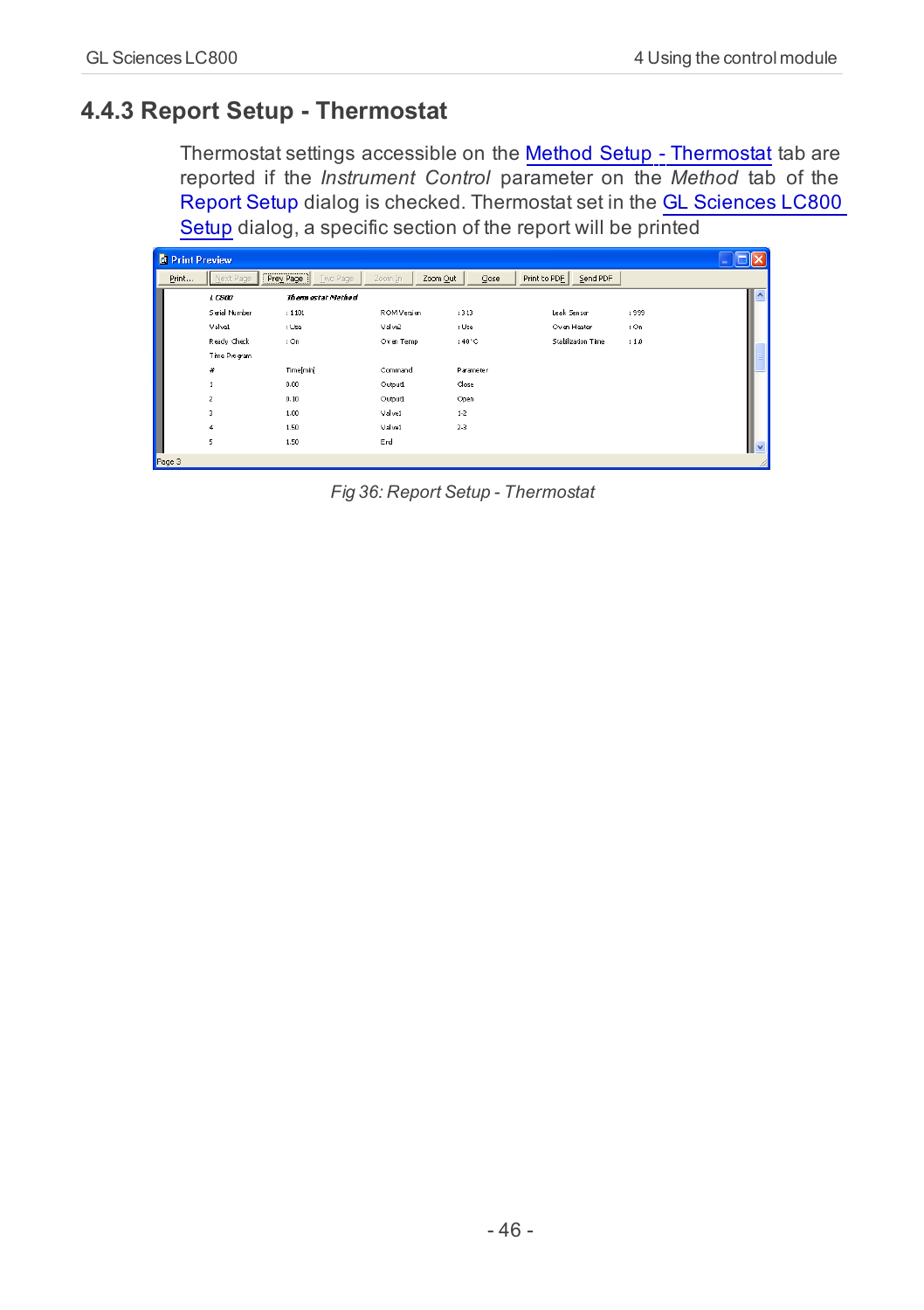## 4.4.3 Report Setup - Thermostat

Thermostat settings accessible on the Method Setup - Thermostat tab are reported if the *Instrument Control* parameter on the *Method* tab of the Report Setup dialog is checked. Thermostat set in the GL Sciences LC800 Setup dialog, a specific section of the report will be printed

*Fig 36: Report Setup - Thermostat*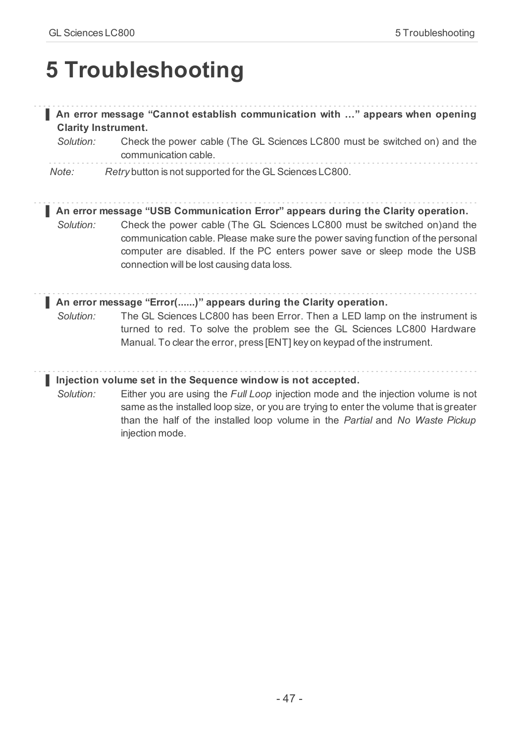# 5 Troubleshooting

**An error message “Cannot establish communication with …” appears when opening Clarity Instrument.**

*Solution:* Check the power cable (The GL Sciences LC800 must be switched on) and the communication cable.

*Note:* *Retry* button is not supported for the GL Sciences LC800.

**An error message “USB Communication Error” appears during the Clarity operation.**

*Solution:* Check the power cable (The GL Sciences LC800 must be switched on)and the communication cable. Please make sure the power saving function of the personal computer are disabled. If the PC enters power save or sleep mode the USB connection will be lost causing data loss.

**An error message “Error(......)” appears during the Clarity operation.**

*Solution:* The GL Sciences LC800 has been Error. Then a LED lamp on the instrument is turned to red. To solve the problem see the GL Sciences LC800 Hardware Manual. To clear the error, press [ENT] key on keypad of the instrument.

**Injection volume set in the Sequence window is not accepted.**

*Solution:* Either you are using the *Full Loop* injection mode and the injection volume is not same as the installed loop size, or you are trying to enter the volume that is greater than the half of the installed loop volume in the *Partial* and *No Waste Pickup* injection mode.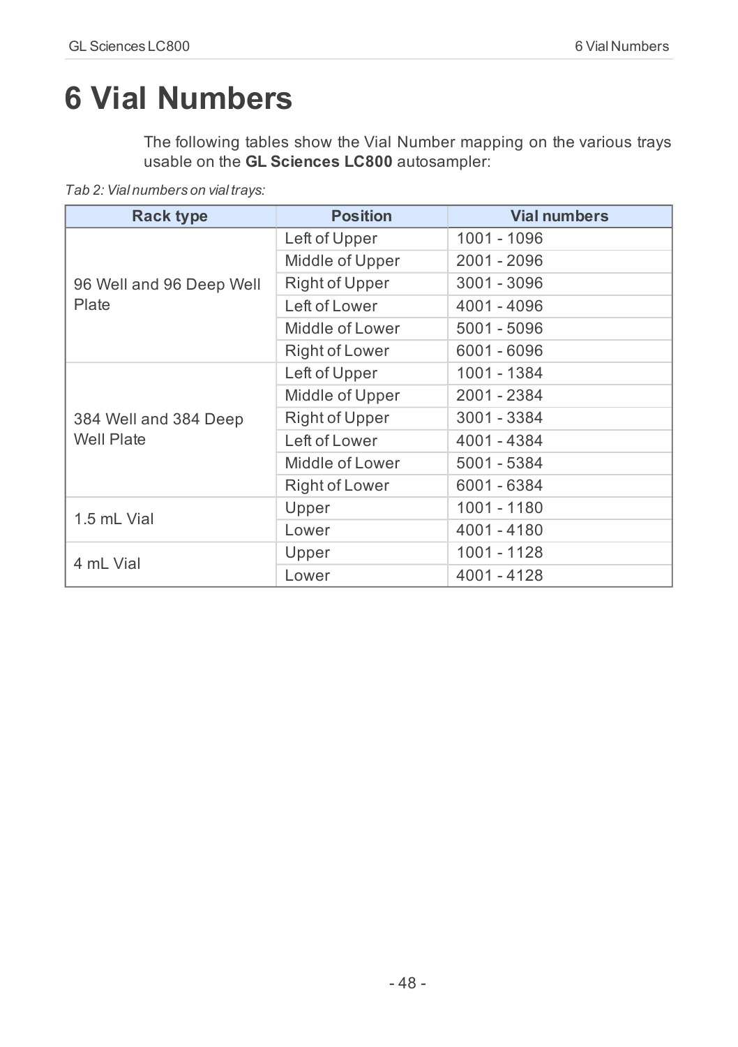# 6 Vial Numbers

The following tables show the Vial Number mapping on the various trays usable on the **GL Sciences LC800** autosampler:

*Tab 2: Vial numbers on vial trays:*

| Rack type | Position | Vial numbers |
|---|---|---|
| 96 Well and 96 Deep Well Plate | Left of Upper | 1001 - 1096 |
| | Middle of Upper | 2001 - 2096 |
| | Right of Upper | 3001 - 3096 |
| | Left of Lower | 4001 - 4096 |
| | Middle of Lower | 5001 - 5096 |
| | Right of Lower | 6001 - 6096 |
| 384 Well and 384 Deep Well Plate | Left of Upper | 1001 - 1384 |
| | Middle of Upper | 2001 - 2384 |
| | Right of Upper | 3001 - 3384 |
| | Left of Lower | 4001 - 4384 |
| | Middle of Lower | 5001 - 5384 |
| | Right of Lower | 6001 - 6384 |
| 1.5 mL Vial | Upper | 1001 - 1180 |
| | Lower | 4001 - 4180 |
| 4 mL Vial | Upper | 1001 - 1128 |
| | Lower | 4001 - 4128 |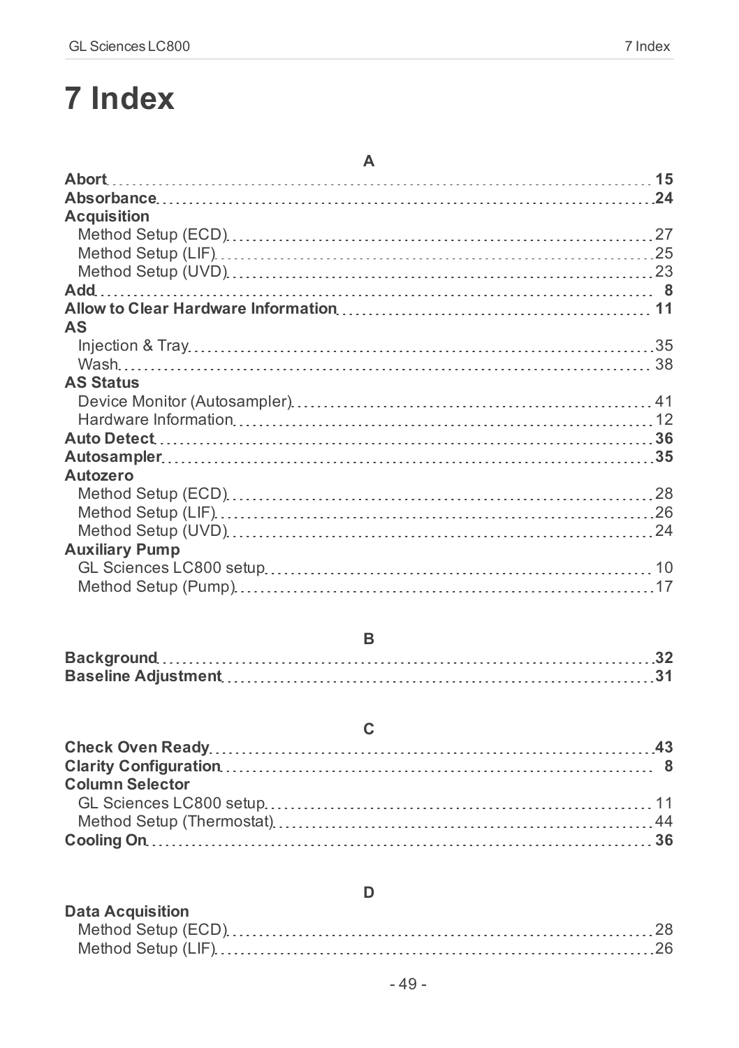# 7 Index

### A

**Abort** .......... **15**
**Absorbance** .......... **24**
**Acquisition**
- Method Setup (ECD) .......... 27
- Method Setup (LIF) .......... 25
- Method Setup (UVD) .......... 23

**Add** .......... **8**
**Allow to Clear Hardware Information** .......... **11**
**AS**
- Injection & Tray .......... 35
- Wash .......... 38

**AS Status**
- Device Monitor (Autosampler) .......... 41
- Hardware Information .......... 12

**Auto Detect** .......... **36**
**Autosampler** .......... **35**
**Autozero**
- Method Setup (ECD) .......... 28
- Method Setup (LIF) .......... 26
- Method Setup (UVD) .......... 24

**Auxiliary Pump**
- GL Sciences LC800 setup .......... 10
- Method Setup (Pump) .......... 17

### B

**Background** .......... **32**
**Baseline Adjustment** .......... **31**

### C

**Check Oven Ready** .......... **43**
**Clarity Configuration** .......... **8**
**Column Selector**
- GL Sciences LC800 setup .......... 11
- Method Setup (Thermostat) .......... 44

**Cooling On** .......... **36**

### D

**Data Acquisition**
- Method Setup (ECD) .......... 28
- Method Setup (LIF) .......... 26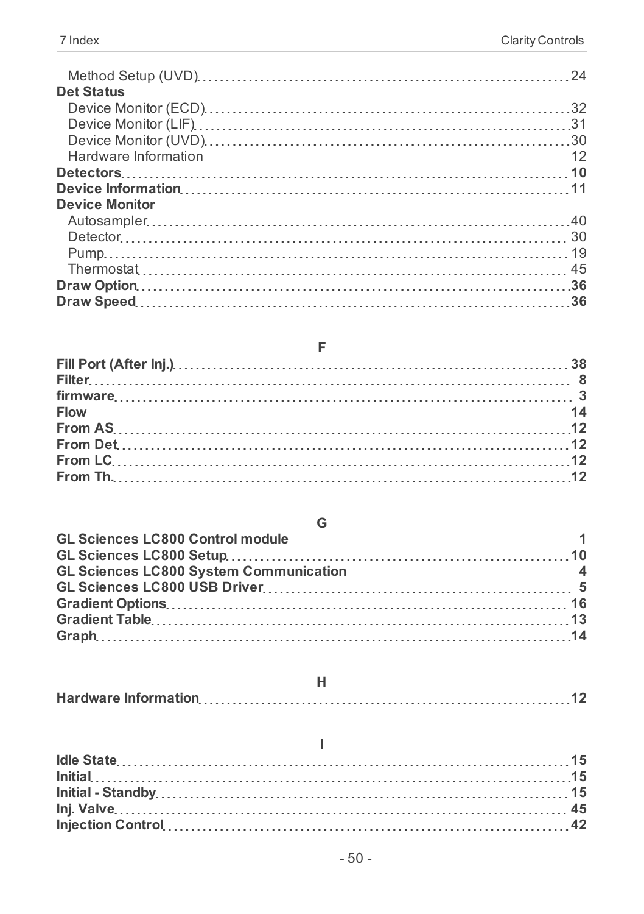Method Setup (UVD) ........ 24

**Det Status**

Device Monitor (ECD) ........ 32
Device Monitor (LIF) ........ 31
Device Monitor (UVD) ........ 30
Hardware Information ........ 12

**Detectors** ........ 10

**Device Information** ........ 11

**Device Monitor**

Autosampler ........ 40
Detector ........ 30
Pump ........ 19
Thermostat ........ 45

**Draw Option** ........ 36

**Draw Speed** ........ 36

## F

**Fill Port (After Inj.)** ........ 38
**Filter** ........ 8
**firmware** ........ 3
**Flow** ........ 14
**From AS** ........ 12
**From Det** ........ 12
**From LC** ........ 12
**From Th.** ........ 12

## G

**GL Sciences LC800 Control module** ........ 1
**GL Sciences LC800 Setup** ........ 10
**GL Sciences LC800 System Communication** ........ 4
**GL Sciences LC800 USB Driver** ........ 5
**Gradient Options** ........ 16
**Gradient Table** ........ 13
**Graph** ........ 14

## H

**Hardware Information** ........ 12

## I

**Idle State** ........ 15
**Initial** ........ 15
**Initial - Standby** ........ 15
**Inj. Valve** ........ 45
**Injection Control** ........ 42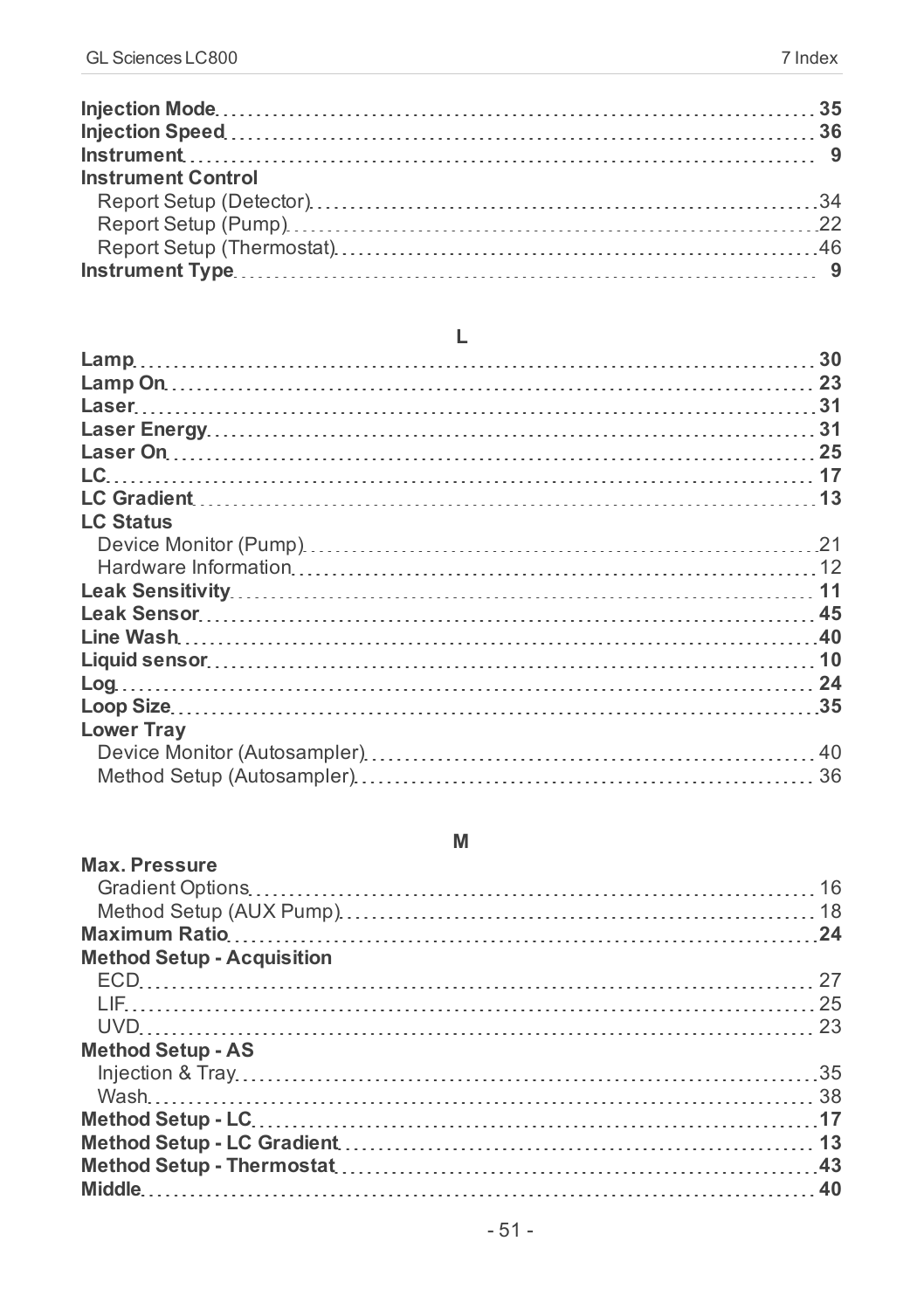**Injection Mode** ........ **35**
**Injection Speed** ........ **36**
**Instrument** ........ **9**
**Instrument Control**
  Report Setup (Detector) ........ 34
  Report Setup (Pump) ........ 22
  Report Setup (Thermostat) ........ 46
**Instrument Type** ........ **9**

## L

**Lamp** ........ **30**
**Lamp On** ........ **23**
**Laser** ........ **31**
**Laser Energy** ........ **31**
**Laser On** ........ **25**
**LC** ........ **17**
**LC Gradient** ........ **13**
**LC Status**
  Device Monitor (Pump) ........ 21
  Hardware Information ........ 12
**Leak Sensitivity** ........ **11**
**Leak Sensor** ........ **45**
**Line Wash** ........ **40**
**Liquid sensor** ........ **10**
**Log** ........ **24**
**Loop Size** ........ **35**
**Lower Tray**
  Device Monitor (Autosampler) ........ 40
  Method Setup (Autosampler) ........ 36

## M

**Max. Pressure**
  Gradient Options ........ 16
  Method Setup (AUX Pump) ........ 18
**Maximum Ratio** ........ **24**
**Method Setup - Acquisition**
  ECD ........ 27
  LIF ........ 25
  UVD ........ 23
**Method Setup - AS**
  Injection & Tray ........ 35
  Wash ........ 38
**Method Setup - LC** ........ **17**
**Method Setup - LC Gradient** ........ **13**
**Method Setup - Thermostat** ........ **43**
**Middle** ........ **40**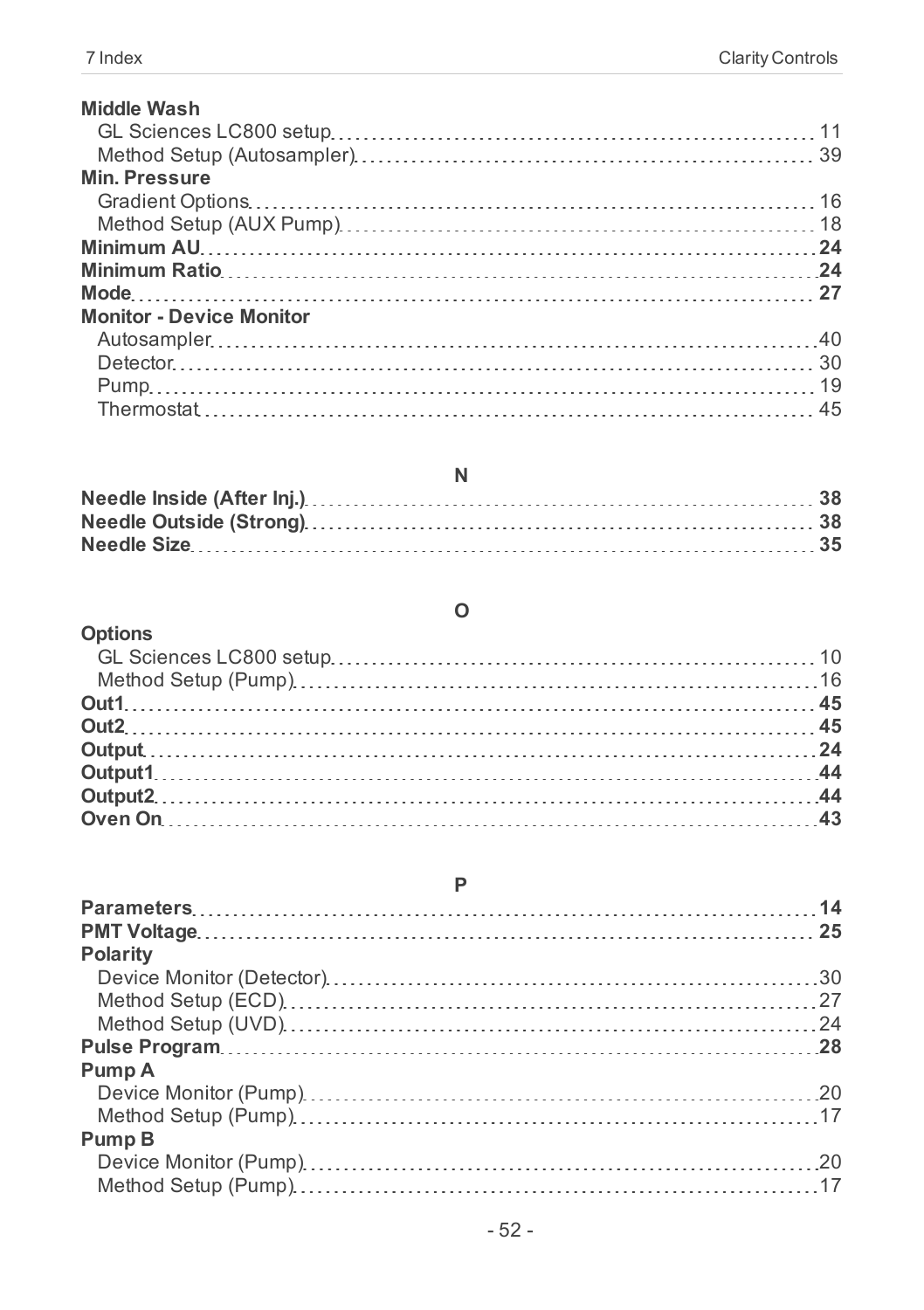**Middle Wash**
- GL Sciences LC800 setup ... 11
- Method Setup (Autosampler) ... 39

**Min. Pressure**
- Gradient Options ... 16
- Method Setup (AUX Pump) ... 18

**Minimum AU** ... **24**

**Minimum Ratio** ... **24**

**Mode** ... **27**

**Monitor - Device Monitor**
- Autosampler ... 40
- Detector ... 30
- Pump ... 19
- Thermostat ... 45

## N

**Needle Inside (After Inj.)** ... **38**

**Needle Outside (Strong)** ... **38**

**Needle Size** ... **35**

## O

**Options**
- GL Sciences LC800 setup ... 10
- Method Setup (Pump) ... 16

**Out1** ... **45**

**Out2** ... **45**

**Output** ... **24**

**Output1** ... **44**

**Output2** ... **44**

**Oven On** ... **43**

## P

**Parameters** ... **14**

**PMT Voltage** ... **25**

**Polarity**
- Device Monitor (Detector) ... 30
- Method Setup (ECD) ... 27
- Method Setup (UVD) ... 24

**Pulse Program** ... **28**

**Pump A**
- Device Monitor (Pump) ... 20
- Method Setup (Pump) ... 17

**Pump B**
- Device Monitor (Pump) ... 20
- Method Setup (Pump) ... 17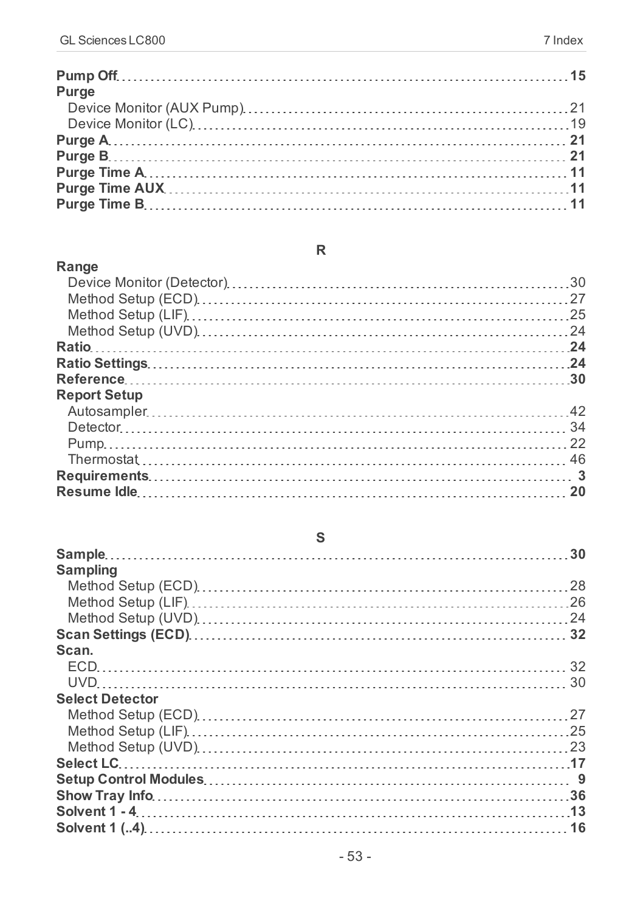**Pump Off** .......... **15**

**Purge**

- Device Monitor (AUX Pump) .......... 21
- Device Monitor (LC) .......... 19

**Purge A** .......... **21**

**Purge B** .......... **21**

**Purge Time A** .......... **11**

**Purge Time AUX** .......... **11**

**Purge Time B** .......... **11**

## R

**Range**

- Device Monitor (Detector) .......... 30
- Method Setup (ECD) .......... 27
- Method Setup (LIF) .......... 25
- Method Setup (UVD) .......... 24

**Ratio** .......... **24**

**Ratio Settings** .......... **24**

**Reference** .......... **30**

**Report Setup**

- Autosampler .......... 42
- Detector .......... 34
- Pump .......... 22
- Thermostat .......... 46

**Requirements** .......... **3**

**Resume Idle** .......... **20**

## S

**Sample** .......... **30**

**Sampling**

- Method Setup (ECD) .......... 28
- Method Setup (LIF) .......... 26
- Method Setup (UVD) .......... 24

**Scan Settings (ECD)** .......... **32**

**Scan.**

- ECD .......... 32
- UVD .......... 30

**Select Detector**

- Method Setup (ECD) .......... 27
- Method Setup (LIF) .......... 25
- Method Setup (UVD) .......... 23

**Select LC** .......... **17**

**Setup Control Modules** .......... **9**

**Show Tray Info** .......... **36**

**Solvent 1 - 4** .......... **13**

**Solvent 1 (..4)** .......... **16**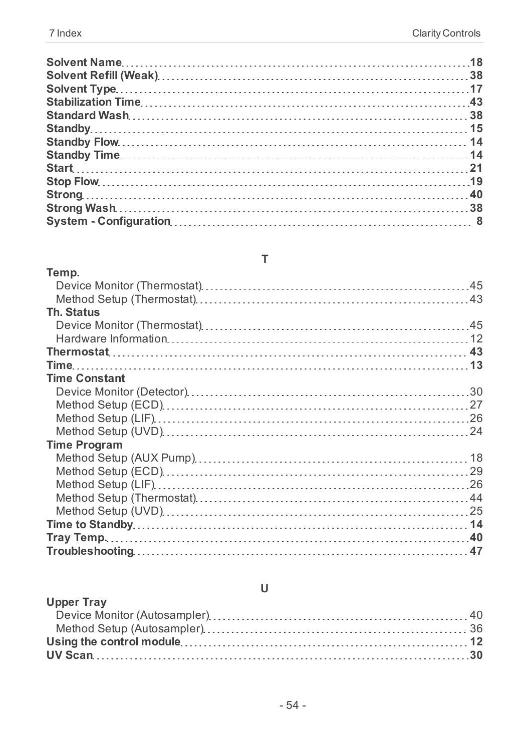**Solvent Name** .......... **18**
**Solvent Refill (Weak)** .......... **38**
**Solvent Type** .......... **17**
**Stabilization Time** .......... **43**
**Standard Wash** .......... **38**
**Standby** .......... **15**
**Standby Flow** .......... **14**
**Standby Time** .......... **14**
**Start** .......... **21**
**Stop Flow** .......... **19**
**Strong** .......... **40**
**Strong Wash** .......... **38**
**System - Configuration** .......... **8**

## T

**Temp.**
- Device Monitor (Thermostat) .......... 45
- Method Setup (Thermostat) .......... 43

**Th. Status**
- Device Monitor (Thermostat) .......... 45
- Hardware Information .......... 12

**Thermostat** .......... **43**
**Time** .......... **13**

**Time Constant**
- Device Monitor (Detector) .......... 30
- Method Setup (ECD) .......... 27
- Method Setup (LIF) .......... 26
- Method Setup (UVD) .......... 24

**Time Program**
- Method Setup (AUX Pump) .......... 18
- Method Setup (ECD) .......... 29
- Method Setup (LIF) .......... 26
- Method Setup (Thermostat) .......... 44
- Method Setup (UVD) .......... 25

**Time to Standby** .......... **14**
**Tray Temp.** .......... **40**
**Troubleshooting** .......... **47**

## U

**Upper Tray**
- Device Monitor (Autosampler) .......... 40
- Method Setup (Autosampler) .......... 36

**Using the control module** .......... **12**
**UV Scan** .......... **30**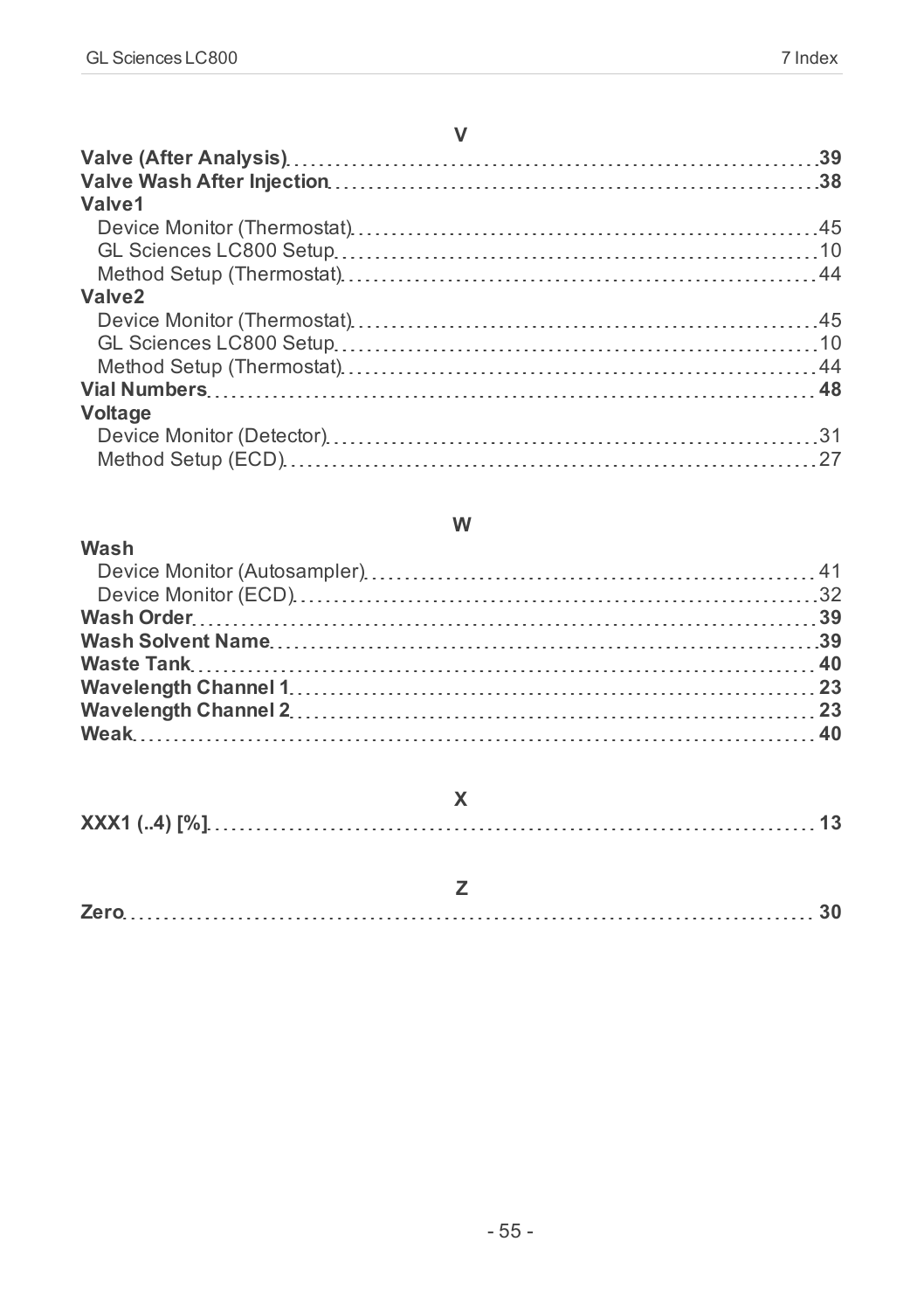## V

**Valve (After Analysis)** .......... **39**
**Valve Wash After Injection** .......... **38**
**Valve1**
- Device Monitor (Thermostat) .......... 45
- GL Sciences LC800 Setup .......... 10
- Method Setup (Thermostat) .......... 44

**Valve2**
- Device Monitor (Thermostat) .......... 45
- GL Sciences LC800 Setup .......... 10
- Method Setup (Thermostat) .......... 44

**Vial Numbers** .......... **48**
**Voltage**
- Device Monitor (Detector) .......... 31
- Method Setup (ECD) .......... 27

## W

**Wash**
- Device Monitor (Autosampler) .......... 41
- Device Monitor (ECD) .......... 32

**Wash Order** .......... **39**
**Wash Solvent Name** .......... **39**
**Waste Tank** .......... **40**
**Wavelength Channel 1** .......... **23**
**Wavelength Channel 2** .......... **23**
**Weak** .......... **40**

## X

**XXX1 (..4) [%]** .......... **13**

## Z

**Zero** .......... **30**